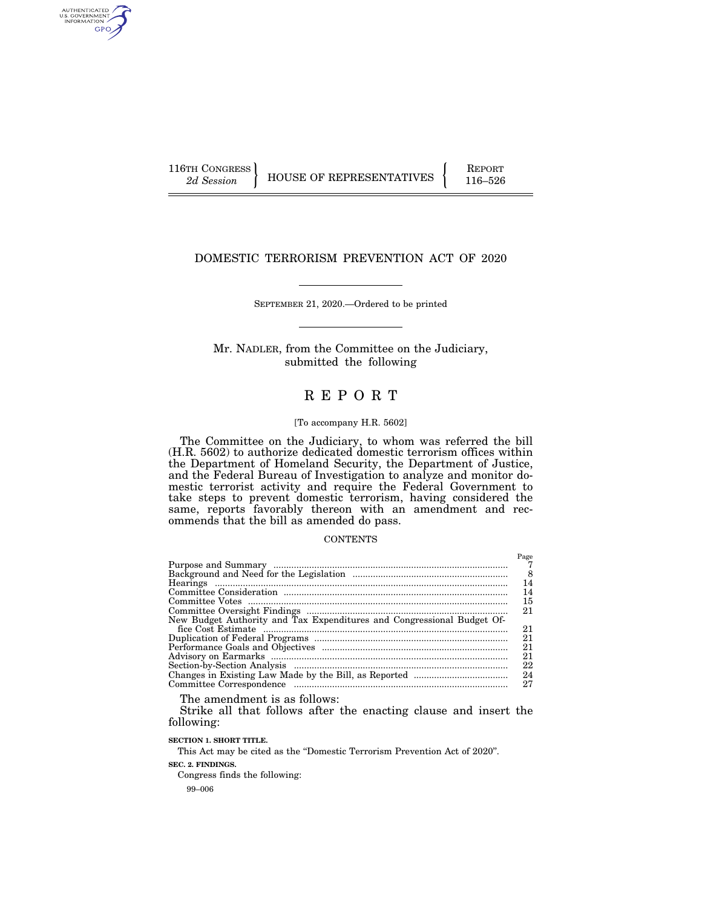116TH CONGRESS
*2d Session*

HOUSE OF REPRESENTATIVES

REPORT
116–526

# DOMESTIC TERRORISM PREVENTION ACT OF 2020

SEPTEMBER 21, 2020.—Ordered to be printed

Mr. NADLER, from the Committee on the Judiciary, submitted the following

# R E P O R T

[To accompany H.R. 5602]

The Committee on the Judiciary, to whom was referred the bill (H.R. 5602) to authorize dedicated domestic terrorism offices within the Department of Homeland Security, the Department of Justice, and the Federal Bureau of Investigation to analyze and monitor domestic terrorist activity and require the Federal Government to take steps to prevent domestic terrorism, having considered the same, reports favorably thereon with an amendment and recommends that the bill as amended do pass.

CONTENTS

| | Page |
|---|---|
| Purpose and Summary | 7 |
| Background and Need for the Legislation | 8 |
| Hearings | 14 |
| Committee Consideration | 14 |
| Committee Votes | 15 |
| Committee Oversight Findings | 21 |
| New Budget Authority and Tax Expenditures and Congressional Budget Office Cost Estimate | 21 |
| Duplication of Federal Programs | 21 |
| Performance Goals and Objectives | 21 |
| Advisory on Earmarks | 21 |
| Section-by-Section Analysis | 22 |
| Changes in Existing Law Made by the Bill, as Reported | 24 |
| Committee Correspondence | 27 |

The amendment is as follows:

Strike all that follows after the enacting clause and insert the following:

**SECTION 1. SHORT TITLE.**

This Act may be cited as the "Domestic Terrorism Prevention Act of 2020".

**SEC. 2. FINDINGS.**

Congress finds the following:

99–006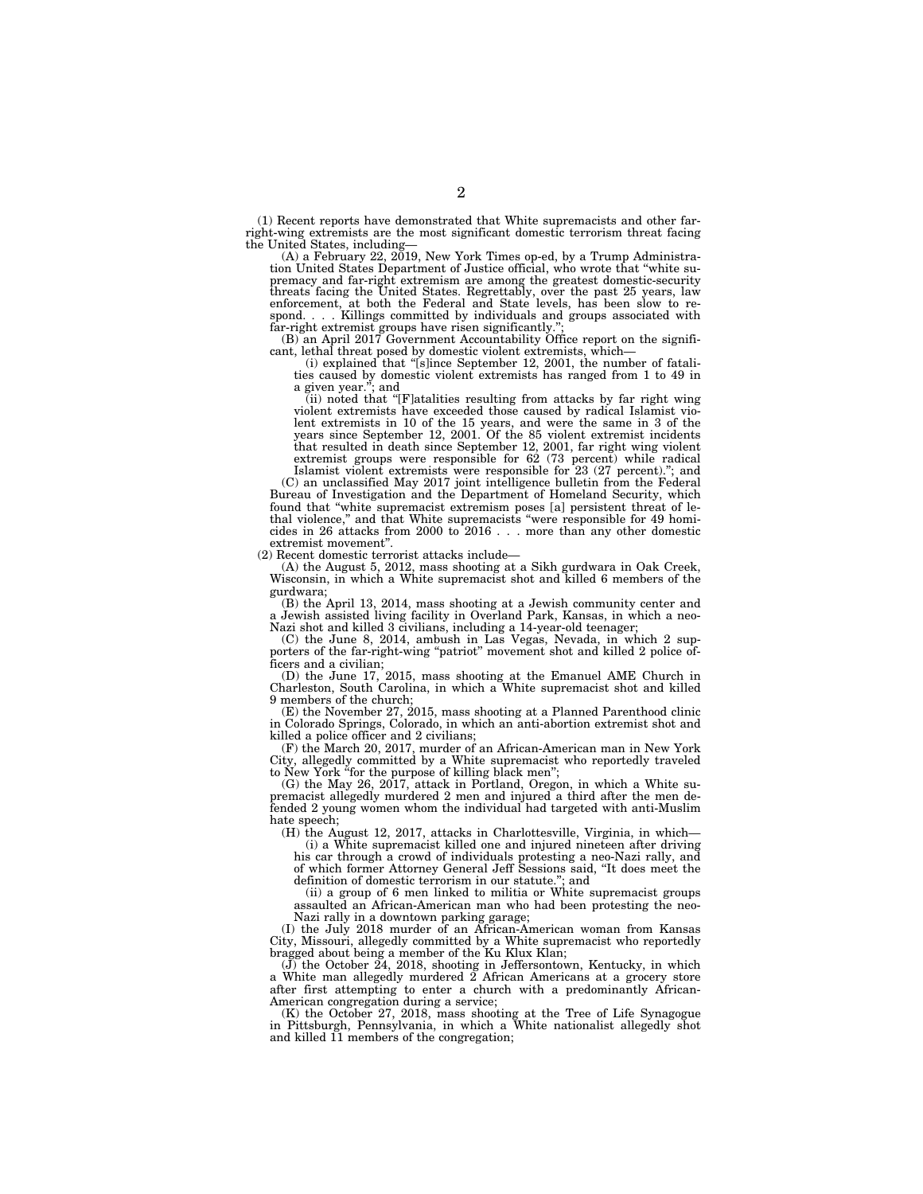(1) Recent reports have demonstrated that White supremacists and other far-right-wing extremists are the most significant domestic terrorism threat facing the United States, including—

(A) a February 22, 2019, New York Times op-ed, by a Trump Administration United States Department of Justice official, who wrote that "white supremacy and far-right extremism are among the greatest domestic-security threats facing the United States. Regrettably, over the past 25 years, law enforcement, at both the Federal and State levels, has been slow to respond. . . . Killings committed by individuals and groups associated with far-right extremist groups have risen significantly.";

(B) an April 2017 Government Accountability Office report on the significant, lethal threat posed by domestic violent extremists, which—

(i) explained that "[s]ince September 12, 2001, the number of fatalities caused by domestic violent extremists has ranged from 1 to 49 in a given year."; and

(ii) noted that "[F]atalities resulting from attacks by far right wing violent extremists have exceeded those caused by radical Islamist violent extremists in 10 of the 15 years, and were the same in 3 of the years since September 12, 2001. Of the 85 violent extremist incidents that resulted in death since September 12, 2001, far right wing violent extremist groups were responsible for 62 (73 percent) while radical Islamist violent extremists were responsible for 23 (27 percent)."; and

(C) an unclassified May 2017 joint intelligence bulletin from the Federal Bureau of Investigation and the Department of Homeland Security, which found that "white supremacist extremism poses [a] persistent threat of lethal violence," and that White supremacists "were responsible for 49 homicides in 26 attacks from 2000 to 2016 . . . more than any other domestic extremist movement".

(2) Recent domestic terrorist attacks include—

(A) the August 5, 2012, mass shooting at a Sikh gurdwara in Oak Creek, Wisconsin, in which a White supremacist shot and killed 6 members of the gurdwara;

(B) the April 13, 2014, mass shooting at a Jewish community center and a Jewish assisted living facility in Overland Park, Kansas, in which a neo-Nazi shot and killed 3 civilians, including a 14-year-old teenager;

(C) the June 8, 2014, ambush in Las Vegas, Nevada, in which 2 supporters of the far-right-wing "patriot" movement shot and killed 2 police officers and a civilian;

(D) the June 17, 2015, mass shooting at the Emanuel AME Church in Charleston, South Carolina, in which a White supremacist shot and killed 9 members of the church;

(E) the November 27, 2015, mass shooting at a Planned Parenthood clinic in Colorado Springs, Colorado, in which an anti-abortion extremist shot and killed a police officer and 2 civilians;

(F) the March 20, 2017, murder of an African-American man in New York City, allegedly committed by a White supremacist who reportedly traveled to New York "for the purpose of killing black men";

(G) the May 26, 2017, attack in Portland, Oregon, in which a White supremacist allegedly murdered 2 men and injured a third after the men defended 2 young women whom the individual had targeted with anti-Muslim hate speech;

(H) the August 12, 2017, attacks in Charlottesville, Virginia, in which—

(i) a White supremacist killed one and injured nineteen after driving his car through a crowd of individuals protesting a neo-Nazi rally, and of which former Attorney General Jeff Sessions said, "It does meet the definition of domestic terrorism in our statute."; and

(ii) a group of 6 men linked to militia or White supremacist groups assaulted an African-American man who had been protesting the neo-Nazi rally in a downtown parking garage;

(I) the July 2018 murder of an African-American woman from Kansas City, Missouri, allegedly committed by a White supremacist who reportedly bragged about being a member of the Ku Klux Klan;

(J) the October 24, 2018, shooting in Jeffersontown, Kentucky, in which a White man allegedly murdered 2 African Americans at a grocery store after first attempting to enter a church with a predominantly African-American congregation during a service;

(K) the October 27, 2018, mass shooting at the Tree of Life Synagogue in Pittsburgh, Pennsylvania, in which a White nationalist allegedly shot and killed 11 members of the congregation;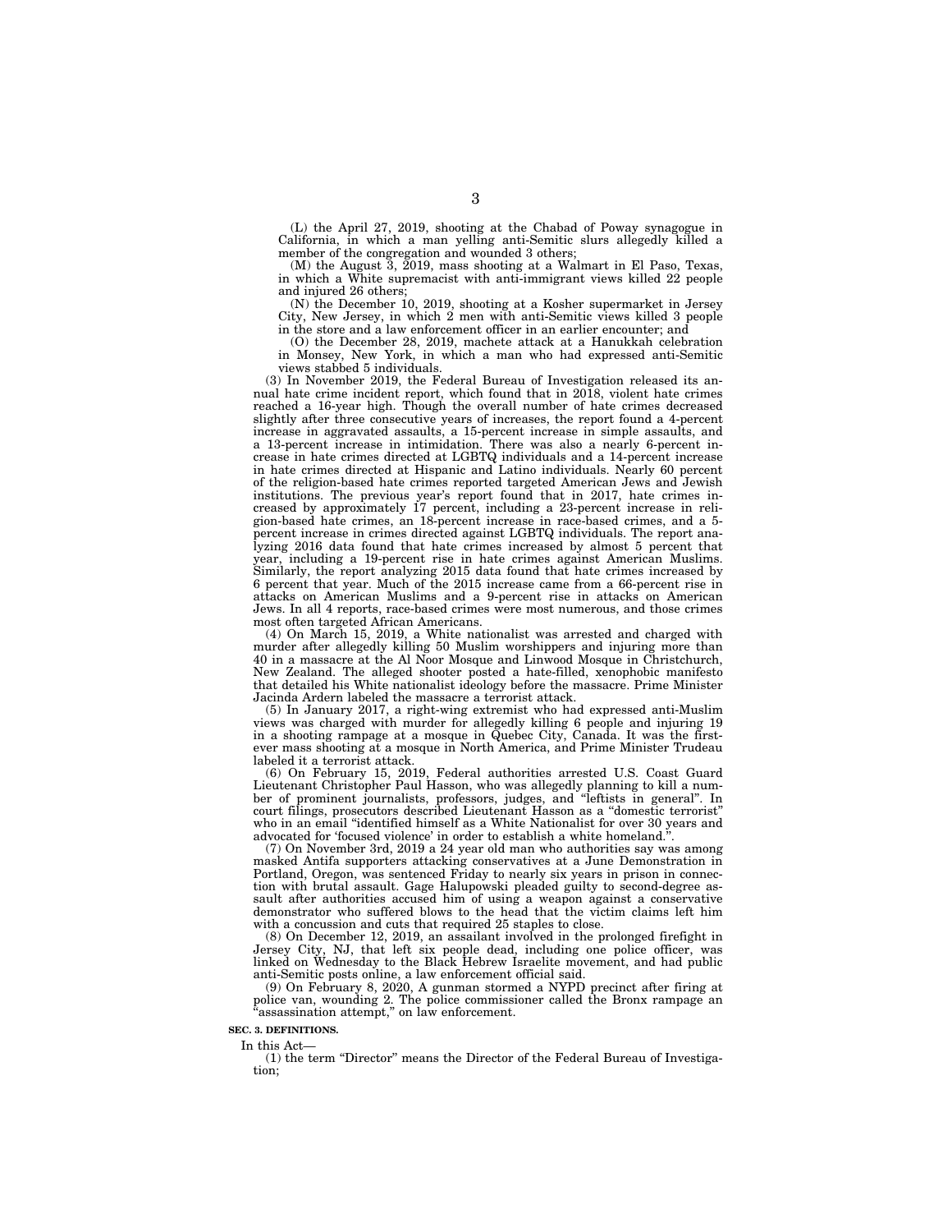(L) the April 27, 2019, shooting at the Chabad of Poway synagogue in California, in which a man yelling anti-Semitic slurs allegedly killed a member of the congregation and wounded 3 others;

(M) the August 3, 2019, mass shooting at a Walmart in El Paso, Texas, in which a White supremacist with anti-immigrant views killed 22 people and injured 26 others;

(N) the December 10, 2019, shooting at a Kosher supermarket in Jersey City, New Jersey, in which 2 men with anti-Semitic views killed 3 people in the store and a law enforcement officer in an earlier encounter; and

(O) the December 28, 2019, machete attack at a Hanukkah celebration in Monsey, New York, in which a man who had expressed anti-Semitic views stabbed 5 individuals.

(3) In November 2019, the Federal Bureau of Investigation released its annual hate crime incident report, which found that in 2018, violent hate crimes reached a 16-year high. Though the overall number of hate crimes decreased slightly after three consecutive years of increases, the report found a 4-percent increase in aggravated assaults, a 15-percent increase in simple assaults, and a 13-percent increase in intimidation. There was also a nearly 6-percent increase in hate crimes directed at LGBTQ individuals and a 14-percent increase in hate crimes directed at Hispanic and Latino individuals. Nearly 60 percent of the religion-based hate crimes reported targeted American Jews and Jewish institutions. The previous year's report found that in 2017, hate crimes increased by approximately 17 percent, including a 23-percent increase in religion-based hate crimes, an 18-percent increase in race-based crimes, and a 5-percent increase in crimes directed against LGBTQ individuals. The report analyzing 2016 data found that hate crimes increased by almost 5 percent that year, including a 19-percent rise in hate crimes against American Muslims. Similarly, the report analyzing 2015 data found that hate crimes increased by 6 percent that year. Much of the 2015 increase came from a 66-percent rise in attacks on American Muslims and a 9-percent rise in attacks on American Jews. In all 4 reports, race-based crimes were most numerous, and those crimes most often targeted African Americans.

(4) On March 15, 2019, a White nationalist was arrested and charged with murder after allegedly killing 50 Muslim worshippers and injuring more than 40 in a massacre at the Al Noor Mosque and Linwood Mosque in Christchurch, New Zealand. The alleged shooter posted a hate-filled, xenophobic manifesto that detailed his White nationalist ideology before the massacre. Prime Minister Jacinda Ardern labeled the massacre a terrorist attack.

(5) In January 2017, a right-wing extremist who had expressed anti-Muslim views was charged with murder for allegedly killing 6 people and injuring 19 in a shooting rampage at a mosque in Quebec City, Canada. It was the first-ever mass shooting at a mosque in North America, and Prime Minister Trudeau labeled it a terrorist attack.

(6) On February 15, 2019, Federal authorities arrested U.S. Coast Guard Lieutenant Christopher Paul Hasson, who was allegedly planning to kill a number of prominent journalists, professors, judges, and "leftists in general". In court filings, prosecutors described Lieutenant Hasson as a "domestic terrorist" who in an email "identified himself as a White Nationalist for over 30 years and advocated for 'focused violence' in order to establish a white homeland.".

(7) On November 3rd, 2019 a 24 year old man who authorities say was among masked Antifa supporters attacking conservatives at a June Demonstration in Portland, Oregon, was sentenced Friday to nearly six years in prison in connection with brutal assault. Gage Halupowski pleaded guilty to second-degree assault after authorities accused him of using a weapon against a conservative demonstrator who suffered blows to the head that the victim claims left him with a concussion and cuts that required 25 staples to close.

(8) On December 12, 2019, an assailant involved in the prolonged firefight in Jersey City, NJ, that left six people dead, including one police officer, was linked on Wednesday to the Black Hebrew Israelite movement, and had public anti-Semitic posts online, a law enforcement official said.

(9) On February 8, 2020, A gunman stormed a NYPD precinct after firing at police van, wounding 2. The police commissioner called the Bronx rampage an "assassination attempt," on law enforcement.

**SEC. 3. DEFINITIONS.**

In this Act—

(1) the term "Director" means the Director of the Federal Bureau of Investigation;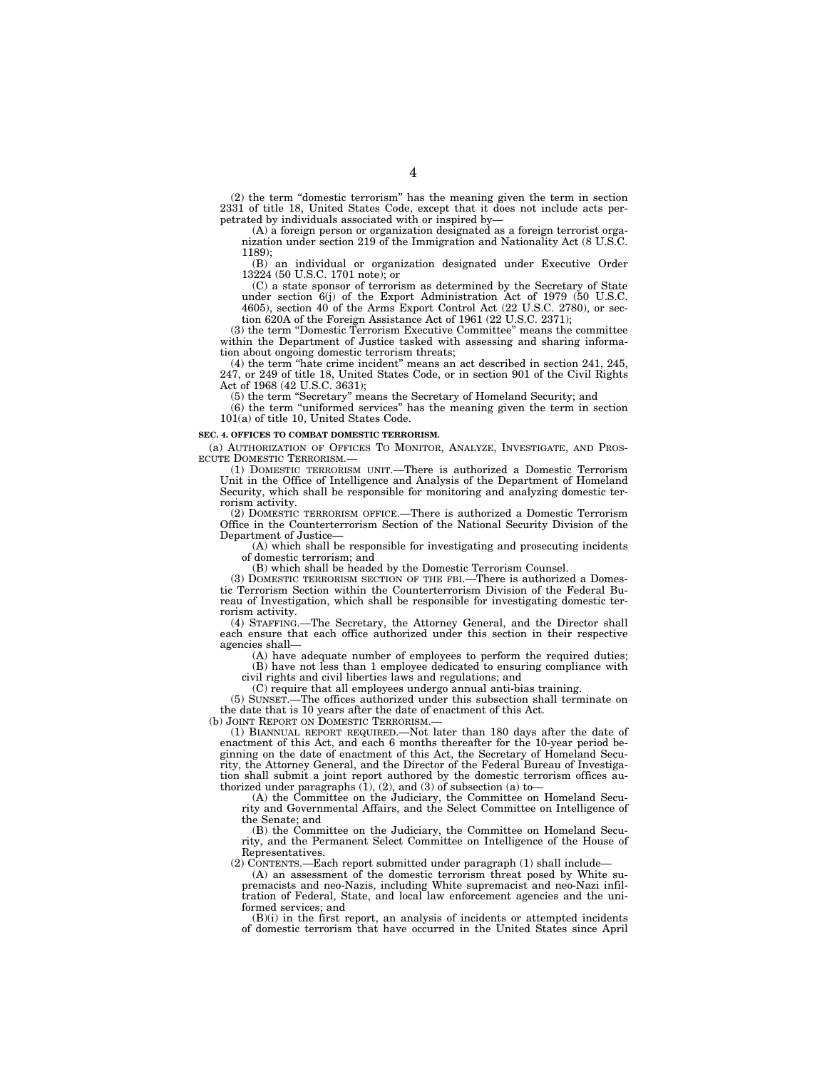(2) the term "domestic terrorism" has the meaning given the term in section 2331 of title 18, United States Code, except that it does not include acts perpetrated by individuals associated with or inspired by—

(A) a foreign person or organization designated as a foreign terrorist organization under section 219 of the Immigration and Nationality Act (8 U.S.C. 1189);

(B) an individual or organization designated under Executive Order 13224 (50 U.S.C. 1701 note); or

(C) a state sponsor of terrorism as determined by the Secretary of State under section 6(j) of the Export Administration Act of 1979 (50 U.S.C. 4605), section 40 of the Arms Export Control Act (22 U.S.C. 2780), or section 620A of the Foreign Assistance Act of 1961 (22 U.S.C. 2371);

(3) the term "Domestic Terrorism Executive Committee" means the committee within the Department of Justice tasked with assessing and sharing information about ongoing domestic terrorism threats;

(4) the term "hate crime incident" means an act described in section 241, 245, 247, or 249 of title 18, United States Code, or in section 901 of the Civil Rights Act of 1968 (42 U.S.C. 3631);

(5) the term "Secretary" means the Secretary of Homeland Security; and

(6) the term "uniformed services" has the meaning given the term in section 101(a) of title 10, United States Code.

**SEC. 4. OFFICES TO COMBAT DOMESTIC TERRORISM.**

(a) AUTHORIZATION OF OFFICES TO MONITOR, ANALYZE, INVESTIGATE, AND PROSECUTE DOMESTIC TERRORISM.—

(1) DOMESTIC TERRORISM UNIT.—There is authorized a Domestic Terrorism Unit in the Office of Intelligence and Analysis of the Department of Homeland Security, which shall be responsible for monitoring and analyzing domestic terrorism activity.

(2) DOMESTIC TERRORISM OFFICE.—There is authorized a Domestic Terrorism Office in the Counterterrorism Section of the National Security Division of the Department of Justice—

(A) which shall be responsible for investigating and prosecuting incidents of domestic terrorism; and

(B) which shall be headed by the Domestic Terrorism Counsel.

(3) DOMESTIC TERRORISM SECTION OF THE FBI.—There is authorized a Domestic Terrorism Section within the Counterterrorism Division of the Federal Bureau of Investigation, which shall be responsible for investigating domestic terrorism activity.

(4) STAFFING.—The Secretary, the Attorney General, and the Director shall each ensure that each office authorized under this section in their respective agencies shall—

(A) have adequate number of employees to perform the required duties;

(B) have not less than 1 employee dedicated to ensuring compliance with civil rights and civil liberties laws and regulations; and

(C) require that all employees undergo annual anti-bias training.

(5) SUNSET.—The offices authorized under this subsection shall terminate on the date that is 10 years after the date of enactment of this Act.

(b) JOINT REPORT ON DOMESTIC TERRORISM.—

(1) BIANNUAL REPORT REQUIRED.—Not later than 180 days after the date of enactment of this Act, and each 6 months thereafter for the 10-year period beginning on the date of enactment of this Act, the Secretary of Homeland Security, the Attorney General, and the Director of the Federal Bureau of Investigation shall submit a joint report authored by the domestic terrorism offices authorized under paragraphs (1), (2), and (3) of subsection (a) to—

(A) the Committee on the Judiciary, the Committee on Homeland Security and Governmental Affairs, and the Select Committee on Intelligence of the Senate; and

(B) the Committee on the Judiciary, the Committee on Homeland Security, and the Permanent Select Committee on Intelligence of the House of Representatives.

(2) CONTENTS.—Each report submitted under paragraph (1) shall include—

(A) an assessment of the domestic terrorism threat posed by White supremacists and neo-Nazis, including White supremacist and neo-Nazi infiltration of Federal, State, and local law enforcement agencies and the uniformed services; and

(B)(i) in the first report, an analysis of incidents or attempted incidents of domestic terrorism that have occurred in the United States since April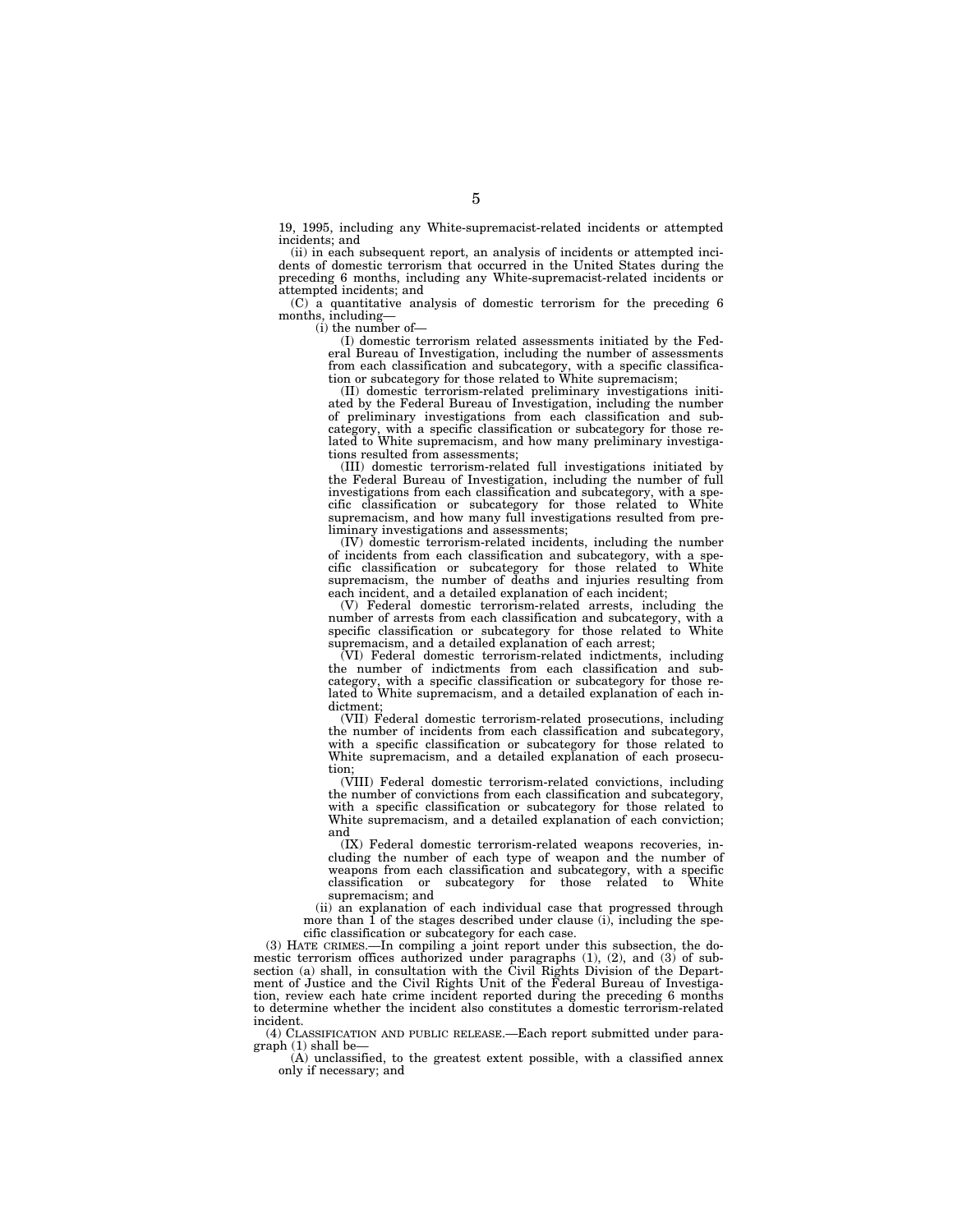19, 1995, including any White-supremacist-related incidents or attempted incidents; and

(ii) in each subsequent report, an analysis of incidents or attempted incidents of domestic terrorism that occurred in the United States during the preceding 6 months, including any White-supremacist-related incidents or attempted incidents; and

(C) a quantitative analysis of domestic terrorism for the preceding 6 months, including—

(i) the number of—

(I) domestic terrorism related assessments initiated by the Federal Bureau of Investigation, including the number of assessments from each classification and subcategory, with a specific classification or subcategory for those related to White supremacism;

(II) domestic terrorism-related preliminary investigations initiated by the Federal Bureau of Investigation, including the number of preliminary investigations from each classification and subcategory, with a specific classification or subcategory for those related to White supremacism, and how many preliminary investigations resulted from assessments;

(III) domestic terrorism-related full investigations initiated by the Federal Bureau of Investigation, including the number of full investigations from each classification and subcategory, with a specific classification or subcategory for those related to White supremacism, and how many full investigations resulted from preliminary investigations and assessments;

(IV) domestic terrorism-related incidents, including the number of incidents from each classification and subcategory, with a specific classification or subcategory for those related to White supremacism, the number of deaths and injuries resulting from each incident, and a detailed explanation of each incident;

(V) Federal domestic terrorism-related arrests, including the number of arrests from each classification and subcategory, with a specific classification or subcategory for those related to White supremacism, and a detailed explanation of each arrest;

(VI) Federal domestic terrorism-related indictments, including the number of indictments from each classification and subcategory, with a specific classification or subcategory for those related to White supremacism, and a detailed explanation of each indictment;

(VII) Federal domestic terrorism-related prosecutions, including the number of incidents from each classification and subcategory, with a specific classification or subcategory for those related to White supremacism, and a detailed explanation of each prosecution;

(VIII) Federal domestic terrorism-related convictions, including the number of convictions from each classification and subcategory, with a specific classification or subcategory for those related to White supremacism, and a detailed explanation of each conviction; and

(IX) Federal domestic terrorism-related weapons recoveries, including the number of each type of weapon and the number of weapons from each classification and subcategory, with a specific classification or subcategory for those related to White supremacism; and

(ii) an explanation of each individual case that progressed through more than 1 of the stages described under clause (i), including the specific classification or subcategory for each case.

(3) HATE CRIMES.—In compiling a joint report under this subsection, the domestic terrorism offices authorized under paragraphs (1), (2), and (3) of subsection (a) shall, in consultation with the Civil Rights Division of the Department of Justice and the Civil Rights Unit of the Federal Bureau of Investigation, review each hate crime incident reported during the preceding 6 months to determine whether the incident also constitutes a domestic terrorism-related incident.

(4) CLASSIFICATION AND PUBLIC RELEASE.—Each report submitted under paragraph (1) shall be—

(A) unclassified, to the greatest extent possible, with a classified annex only if necessary; and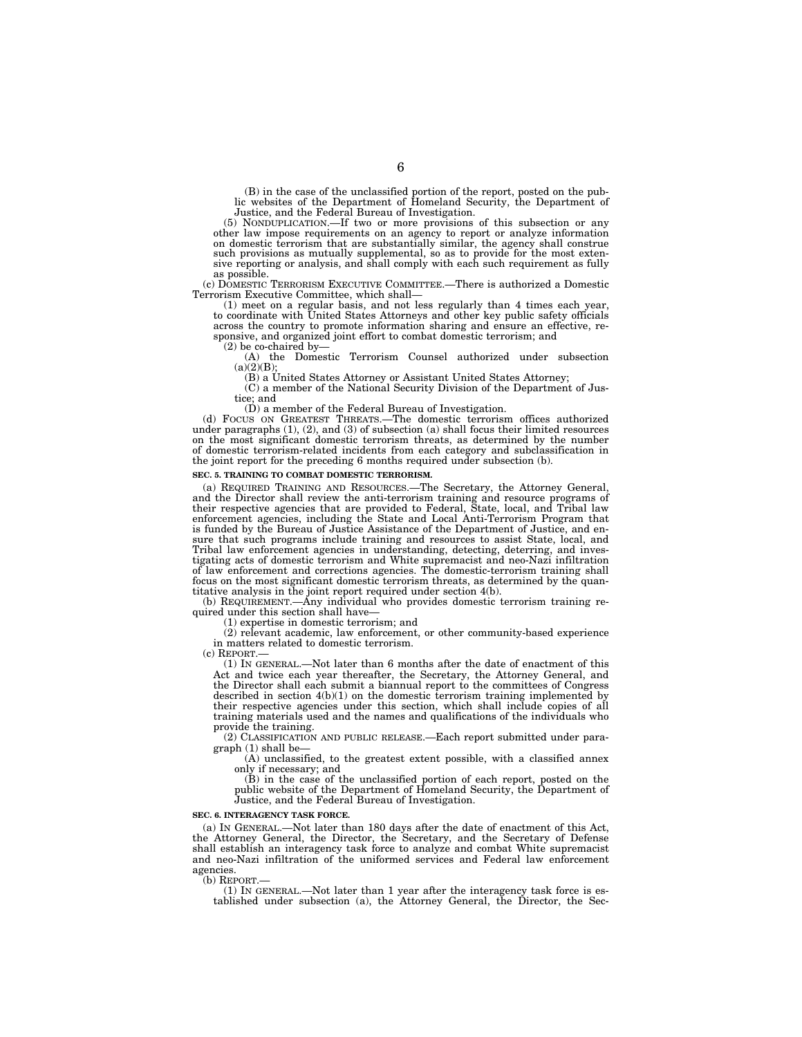(B) in the case of the unclassified portion of the report, posted on the public websites of the Department of Homeland Security, the Department of Justice, and the Federal Bureau of Investigation.

(5) NONDUPLICATION.—If two or more provisions of this subsection or any other law impose requirements on an agency to report or analyze information on domestic terrorism that are substantially similar, the agency shall construe such provisions as mutually supplemental, so as to provide for the most extensive reporting or analysis, and shall comply with each such requirement as fully as possible.

(c) DOMESTIC TERRORISM EXECUTIVE COMMITTEE.—There is authorized a Domestic Terrorism Executive Committee, which shall—

(1) meet on a regular basis, and not less regularly than 4 times each year, to coordinate with United States Attorneys and other key public safety officials across the country to promote information sharing and ensure an effective, responsive, and organized joint effort to combat domestic terrorism; and

(2) be co-chaired by—

(A) the Domestic Terrorism Counsel authorized under subsection (a)(2)(B);

(B) a United States Attorney or Assistant United States Attorney;

(C) a member of the National Security Division of the Department of Justice; and

(D) a member of the Federal Bureau of Investigation.

(d) FOCUS ON GREATEST THREATS.—The domestic terrorism offices authorized under paragraphs (1), (2), and (3) of subsection (a) shall focus their limited resources on the most significant domestic terrorism threats, as determined by the number of domestic terrorism-related incidents from each category and subclassification in the joint report for the preceding 6 months required under subsection (b).

**SEC. 5. TRAINING TO COMBAT DOMESTIC TERRORISM.**

(a) REQUIRED TRAINING AND RESOURCES.—The Secretary, the Attorney General, and the Director shall review the anti-terrorism training and resource programs of their respective agencies that are provided to Federal, State, local, and Tribal law enforcement agencies, including the State and Local Anti-Terrorism Program that is funded by the Bureau of Justice Assistance of the Department of Justice, and ensure that such programs include training and resources to assist State, local, and Tribal law enforcement agencies in understanding, detecting, deterring, and investigating acts of domestic terrorism and White supremacist and neo-Nazi infiltration of law enforcement and corrections agencies. The domestic-terrorism training shall focus on the most significant domestic terrorism threats, as determined by the quantitative analysis in the joint report required under section 4(b).

(b) REQUIREMENT.—Any individual who provides domestic terrorism training required under this section shall have—

(1) expertise in domestic terrorism; and

(2) relevant academic, law enforcement, or other community-based experience in matters related to domestic terrorism.

(c) REPORT.—

(1) IN GENERAL.—Not later than 6 months after the date of enactment of this Act and twice each year thereafter, the Secretary, the Attorney General, and the Director shall each submit a biannual report to the committees of Congress described in section 4(b)(1) on the domestic terrorism training implemented by their respective agencies under this section, which shall include copies of all training materials used and the names and qualifications of the individuals who provide the training.

(2) CLASSIFICATION AND PUBLIC RELEASE.—Each report submitted under paragraph (1) shall be—

(A) unclassified, to the greatest extent possible, with a classified annex only if necessary; and

(B) in the case of the unclassified portion of each report, posted on the public website of the Department of Homeland Security, the Department of Justice, and the Federal Bureau of Investigation.

**SEC. 6. INTERAGENCY TASK FORCE.**

(a) IN GENERAL.—Not later than 180 days after the date of enactment of this Act, the Attorney General, the Director, the Secretary, and the Secretary of Defense shall establish an interagency task force to analyze and combat White supremacist and neo-Nazi infiltration of the uniformed services and Federal law enforcement agencies.

(b) REPORT.—

(1) IN GENERAL.—Not later than 1 year after the interagency task force is established under subsection (a), the Attorney General, the Director, the Sec-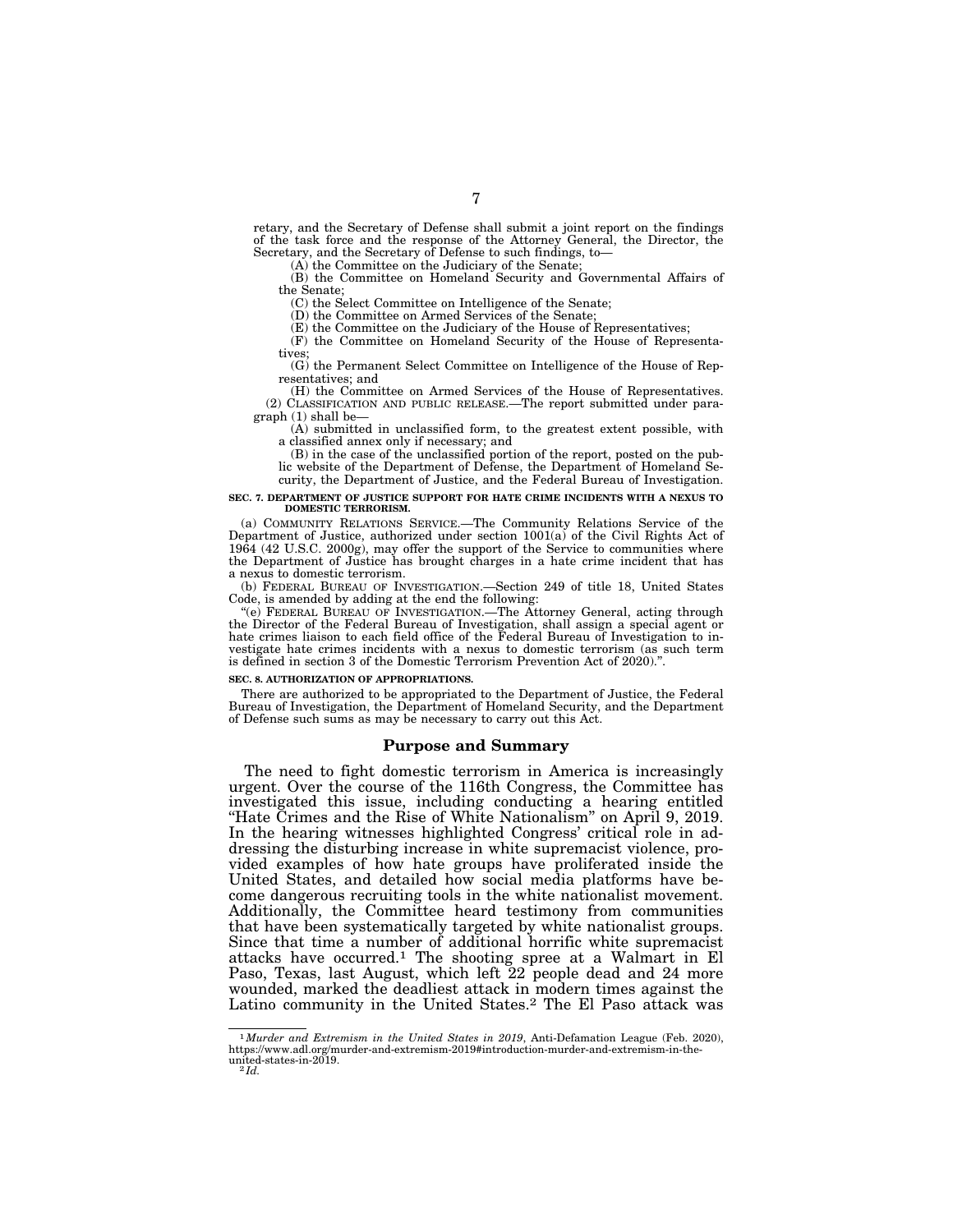retary, and the Secretary of Defense shall submit a joint report on the findings of the task force and the response of the Attorney General, the Director, the Secretary, and the Secretary of Defense to such findings, to—

(A) the Committee on the Judiciary of the Senate;

(B) the Committee on Homeland Security and Governmental Affairs of the Senate;

(C) the Select Committee on Intelligence of the Senate;

(D) the Committee on Armed Services of the Senate;

(E) the Committee on the Judiciary of the House of Representatives;

(F) the Committee on Homeland Security of the House of Representatives;

(G) the Permanent Select Committee on Intelligence of the House of Representatives; and

(H) the Committee on Armed Services of the House of Representatives.

(2) CLASSIFICATION AND PUBLIC RELEASE.—The report submitted under paragraph (1) shall be—

(A) submitted in unclassified form, to the greatest extent possible, with a classified annex only if necessary; and

(B) in the case of the unclassified portion of the report, posted on the public website of the Department of Defense, the Department of Homeland Security, the Department of Justice, and the Federal Bureau of Investigation.

**SEC. 7. DEPARTMENT OF JUSTICE SUPPORT FOR HATE CRIME INCIDENTS WITH A NEXUS TO DOMESTIC TERRORISM.**

(a) COMMUNITY RELATIONS SERVICE.—The Community Relations Service of the Department of Justice, authorized under section 1001(a) of the Civil Rights Act of 1964 (42 U.S.C. 2000g), may offer the support of the Service to communities where the Department of Justice has brought charges in a hate crime incident that has a nexus to domestic terrorism.

(b) FEDERAL BUREAU OF INVESTIGATION.—Section 249 of title 18, United States Code, is amended by adding at the end the following:

"(e) FEDERAL BUREAU OF INVESTIGATION.—The Attorney General, acting through the Director of the Federal Bureau of Investigation, shall assign a special agent or hate crimes liaison to each field office of the Federal Bureau of Investigation to investigate hate crimes incidents with a nexus to domestic terrorism (as such term is defined in section 3 of the Domestic Terrorism Prevention Act of 2020).".

**SEC. 8. AUTHORIZATION OF APPROPRIATIONS.**

There are authorized to be appropriated to the Department of Justice, the Federal Bureau of Investigation, the Department of Homeland Security, and the Department of Defense such sums as may be necessary to carry out this Act.

## Purpose and Summary

The need to fight domestic terrorism in America is increasingly urgent. Over the course of the 116th Congress, the Committee has investigated this issue, including conducting a hearing entitled "Hate Crimes and the Rise of White Nationalism" on April 9, 2019. In the hearing witnesses highlighted Congress' critical role in addressing the disturbing increase in white supremacist violence, provided examples of how hate groups have proliferated inside the United States, and detailed how social media platforms have become dangerous recruiting tools in the white nationalist movement. Additionally, the Committee heard testimony from communities that have been systematically targeted by white nationalist groups. Since that time a number of additional horrific white supremacist attacks have occurred.[1] The shooting spree at a Walmart in El Paso, Texas, last August, which left 22 people dead and 24 more wounded, marked the deadliest attack in modern times against the Latino community in the United States.[2] The El Paso attack was

---

[1] *Murder and Extremism in the United States in 2019*, Anti-Defamation League (Feb. 2020), https://www.adl.org/murder-and-extremism-2019#introduction-murder-and-extremism-in-the-united-states-in-2019.

[2] *Id.*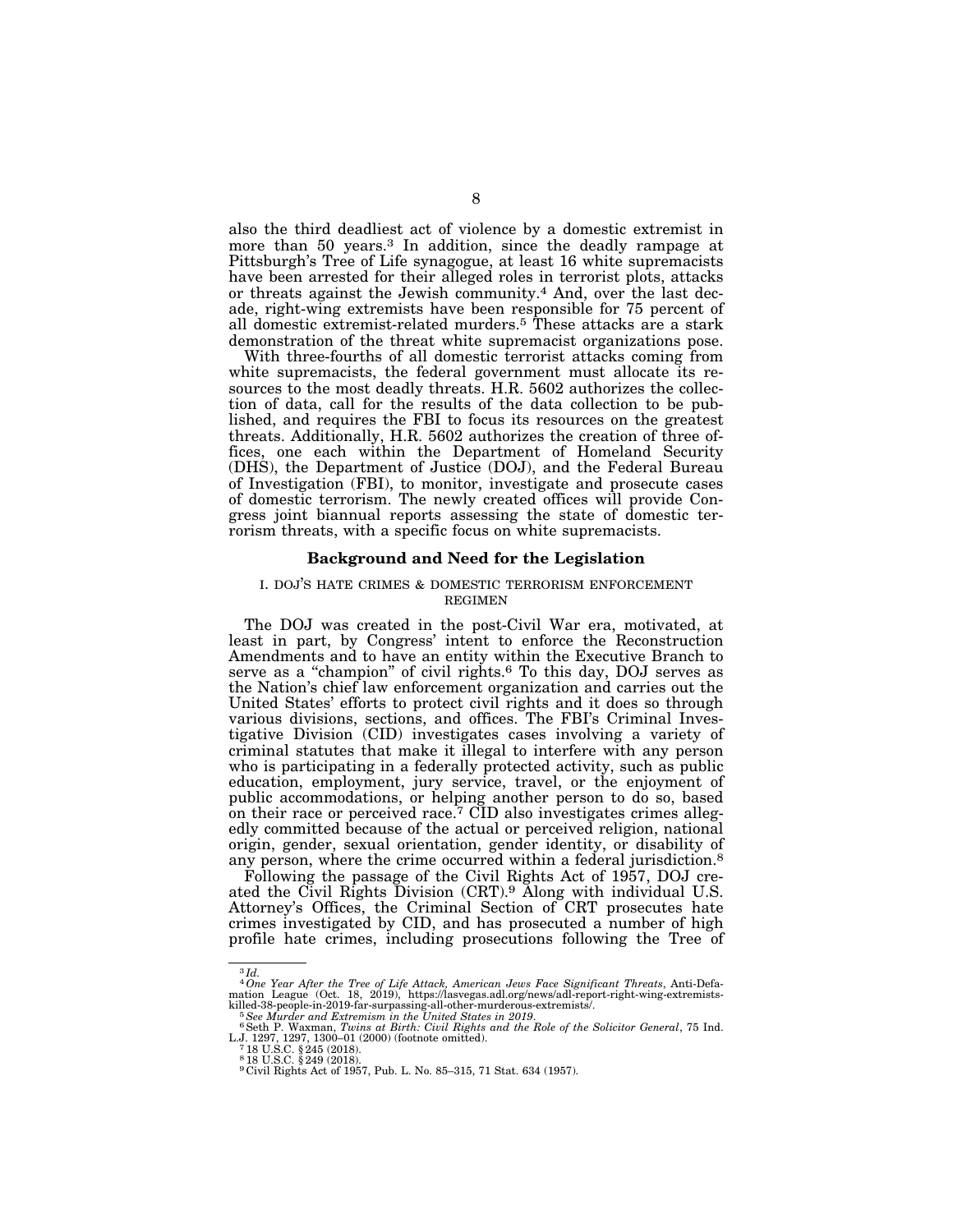also the third deadliest act of violence by a domestic extremist in more than 50 years.[3] In addition, since the deadly rampage at Pittsburgh's Tree of Life synagogue, at least 16 white supremacists have been arrested for their alleged roles in terrorist plots, attacks or threats against the Jewish community.[4] And, over the last decade, right-wing extremists have been responsible for 75 percent of all domestic extremist-related murders.[5] These attacks are a stark demonstration of the threat white supremacist organizations pose.

With three-fourths of all domestic terrorist attacks coming from white supremacists, the federal government must allocate its resources to the most deadly threats. H.R. 5602 authorizes the collection of data, call for the results of the data collection to be published, and requires the FBI to focus its resources on the greatest threats. Additionally, H.R. 5602 authorizes the creation of three offices, one each within the Department of Homeland Security (DHS), the Department of Justice (DOJ), and the Federal Bureau of Investigation (FBI), to monitor, investigate and prosecute cases of domestic terrorism. The newly created offices will provide Congress joint biannual reports assessing the state of domestic terrorism threats, with a specific focus on white supremacists.

## Background and Need for the Legislation

### I. DOJ'S HATE CRIMES & DOMESTIC TERRORISM ENFORCEMENT REGIMEN

The DOJ was created in the post-Civil War era, motivated, at least in part, by Congress' intent to enforce the Reconstruction Amendments and to have an entity within the Executive Branch to serve as a "champion" of civil rights.[6] To this day, DOJ serves as the Nation's chief law enforcement organization and carries out the United States' efforts to protect civil rights and it does so through various divisions, sections, and offices. The FBI's Criminal Investigative Division (CID) investigates cases involving a variety of criminal statutes that make it illegal to interfere with any person who is participating in a federally protected activity, such as public education, employment, jury service, travel, or the enjoyment of public accommodations, or helping another person to do so, based on their race or perceived race.[7] CID also investigates crimes allegedly committed because of the actual or perceived religion, national origin, gender, sexual orientation, gender identity, or disability of any person, where the crime occurred within a federal jurisdiction.[8]

Following the passage of the Civil Rights Act of 1957, DOJ created the Civil Rights Division (CRT).[9] Along with individual U.S. Attorney's Offices, the Criminal Section of CRT prosecutes hate crimes investigated by CID, and has prosecuted a number of high profile hate crimes, including prosecutions following the Tree of

---

[3] *Id.*

[4] *One Year After the Tree of Life Attack, American Jews Face Significant Threats*, Anti-Defamation League (Oct. 18, 2019), https://lasvegas.adl.org/news/adl-report-right-wing-extremists-killed-38-people-in-2019-far-surpassing-all-other-murderous-extremists/.

[5] *See Murder and Extremism in the United States in 2019*.

[6] Seth P. Waxman, *Twins at Birth: Civil Rights and the Role of the Solicitor General*, 75 Ind. L.J. 1297, 1297, 1300–01 (2000) (footnote omitted).

[7] 18 U.S.C. § 245 (2018).

[8] 18 U.S.C. § 249 (2018).

[9] Civil Rights Act of 1957, Pub. L. No. 85–315, 71 Stat. 634 (1957).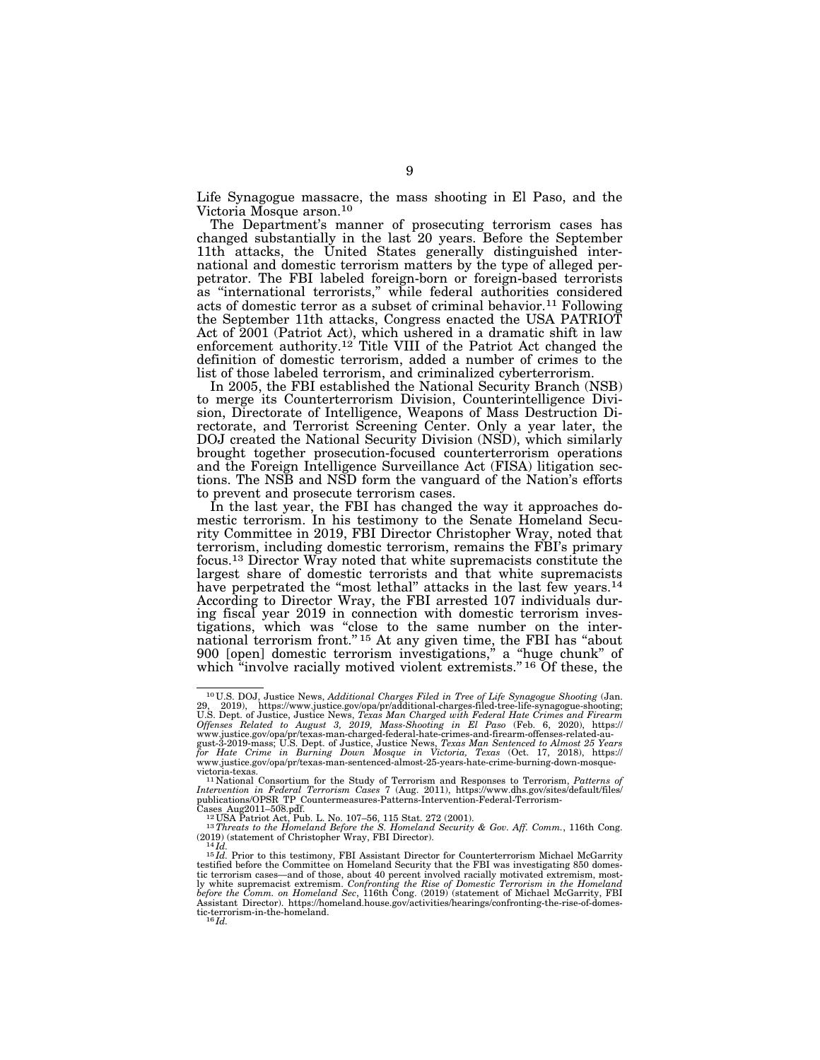Life Synagogue massacre, the mass shooting in El Paso, and the Victoria Mosque arson.[10]

The Department's manner of prosecuting terrorism cases has changed substantially in the last 20 years. Before the September 11th attacks, the United States generally distinguished international and domestic terrorism matters by the type of alleged perpetrator. The FBI labeled foreign-born or foreign-based terrorists as "international terrorists," while federal authorities considered acts of domestic terror as a subset of criminal behavior.[11] Following the September 11th attacks, Congress enacted the USA PATRIOT Act of 2001 (Patriot Act), which ushered in a dramatic shift in law enforcement authority.[12] Title VIII of the Patriot Act changed the definition of domestic terrorism, added a number of crimes to the list of those labeled terrorism, and criminalized cyberterrorism.

In 2005, the FBI established the National Security Branch (NSB) to merge its Counterterrorism Division, Counterintelligence Division, Directorate of Intelligence, Weapons of Mass Destruction Directorate, and Terrorist Screening Center. Only a year later, the DOJ created the National Security Division (NSD), which similarly brought together prosecution-focused counterterrorism operations and the Foreign Intelligence Surveillance Act (FISA) litigation sections. The NSB and NSD form the vanguard of the Nation's efforts to prevent and prosecute terrorism cases.

In the last year, the FBI has changed the way it approaches domestic terrorism. In his testimony to the Senate Homeland Security Committee in 2019, FBI Director Christopher Wray, noted that terrorism, including domestic terrorism, remains the FBI's primary focus.[13] Director Wray noted that white supremacists constitute the largest share of domestic terrorists and that white supremacists have perpetrated the "most lethal" attacks in the last few years.[14] According to Director Wray, the FBI arrested 107 individuals during fiscal year 2019 in connection with domestic terrorism investigations, which was "close to the same number on the international terrorism front."[15] At any given time, the FBI has "about 900 [open] domestic terrorism investigations," a "huge chunk" of which "involve racially motived violent extremists."[16] Of these, the

---

[10] U.S. DOJ, Justice News, *Additional Charges Filed in Tree of Life Synagogue Shooting* (Jan. 29, 2019), https://www.justice.gov/opa/pr/additional-charges-filed-tree-life-synagogue-shooting; U.S. Dept. of Justice, Justice News, *Texas Man Charged with Federal Hate Crimes and Firearm Offenses Related to August 3, 2019, Mass-Shooting in El Paso* (Feb. 6, 2020), https://www.justice.gov/opa/pr/texas-man-charged-federal-hate-crimes-and-firearm-offenses-related-august-3-2019-mass; U.S. Dept. of Justice, Justice News, *Texas Man Sentenced to Almost 25 Years for Hate Crime in Burning Down Mosque in Victoria, Texas* (Oct. 17, 2018), https://www.justice.gov/opa/pr/texas-man-sentenced-almost-25-years-hate-crime-burning-down-mosque-victoria-texas.

[11] National Consortium for the Study of Terrorism and Responses to Terrorism, *Patterns of Intervention in Federal Terrorism Cases* 7 (Aug. 2011), https://www.dhs.gov/sites/default/files/publications/OPSR_TP_Countermeasures-Patterns-Intervention-Federal-Terrorism-Cases_Aug2011–508.pdf.

[12] USA Patriot Act, Pub. L. No. 107–56, 115 Stat. 272 (2001).

[13] *Threats to the Homeland Before the S. Homeland Security & Gov. Aff. Comm.*, 116th Cong. (2019) (statement of Christopher Wray, FBI Director).

[14] *Id.*

[15] *Id.* Prior to this testimony, FBI Assistant Director for Counterterrorism Michael McGarrity testified before the Committee on Homeland Security that the FBI was investigating 850 domestic terrorism cases—and of those, about 40 percent involved racially motivated extremism, mostly white supremacist extremism. *Confronting the Rise of Domestic Terrorism in the Homeland before the Comm. on Homeland Sec*, 116th Cong. (2019) (statement of Michael McGarrity, FBI Assistant Director). https://homeland.house.gov/activities/hearings/confronting-the-rise-of-domestic-terrorism-in-the-homeland.

[16] *Id.*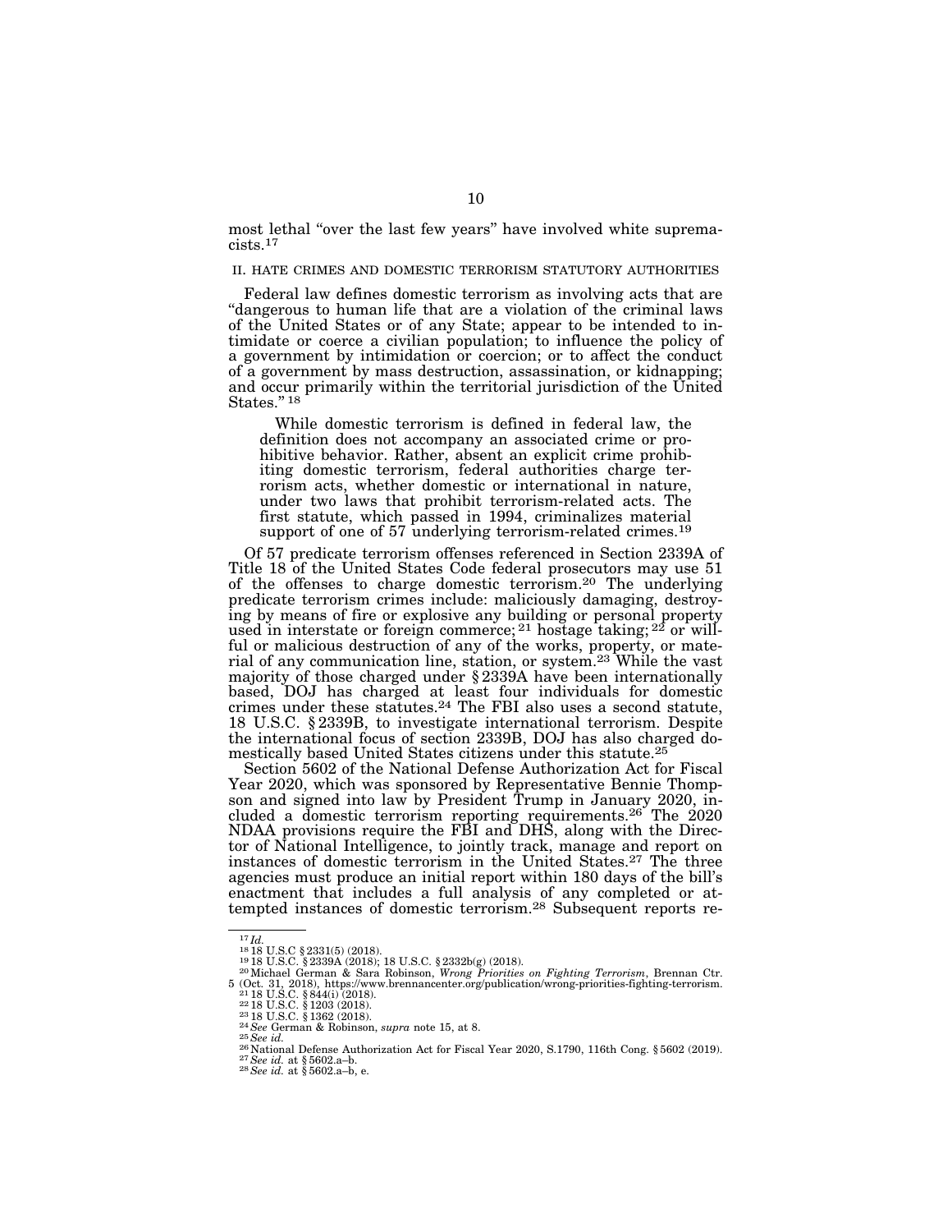most lethal "over the last few years" have involved white supremacists.[17]

## II. HATE CRIMES AND DOMESTIC TERRORISM STATUTORY AUTHORITIES

Federal law defines domestic terrorism as involving acts that are "dangerous to human life that are a violation of the criminal laws of the United States or of any State; appear to be intended to intimidate or coerce a civilian population; to influence the policy of a government by intimidation or coercion; or to affect the conduct of a government by mass destruction, assassination, or kidnapping; and occur primarily within the territorial jurisdiction of the United States." [18]

> While domestic terrorism is defined in federal law, the definition does not accompany an associated crime or prohibitive behavior. Rather, absent an explicit crime prohibiting domestic terrorism, federal authorities charge terrorism acts, whether domestic or international in nature, under two laws that prohibit terrorism-related acts. The first statute, which passed in 1994, criminalizes material support of one of 57 underlying terrorism-related crimes.[19]

Of 57 predicate terrorism offenses referenced in Section 2339A of Title 18 of the United States Code federal prosecutors may use 51 of the offenses to charge domestic terrorism.[20] The underlying predicate terrorism crimes include: maliciously damaging, destroying by means of fire or explosive any building or personal property used in interstate or foreign commerce; [21] hostage taking; [22] or willful or malicious destruction of any of the works, property, or material of any communication line, station, or system.[23] While the vast majority of those charged under § 2339A have been internationally based, DOJ has charged at least four individuals for domestic crimes under these statutes.[24] The FBI also uses a second statute, 18 U.S.C. § 2339B, to investigate international terrorism. Despite the international focus of section 2339B, DOJ has also charged domestically based United States citizens under this statute.[25]

Section 5602 of the National Defense Authorization Act for Fiscal Year 2020, which was sponsored by Representative Bennie Thompson and signed into law by President Trump in January 2020, included a domestic terrorism reporting requirements.[26] The 2020 NDAA provisions require the FBI and DHS, along with the Director of National Intelligence, to jointly track, manage and report on instances of domestic terrorism in the United States.[27] The three agencies must produce an initial report within 180 days of the bill's enactment that includes a full analysis of any completed or attempted instances of domestic terrorism.[28] Subsequent reports re-

---

[17] *Id.*

[18] 18 U.S.C § 2331(5) (2018).

[19] 18 U.S.C. § 2339A (2018); 18 U.S.C. § 2332b(g) (2018).

[20] Michael German & Sara Robinson, *Wrong Priorities on Fighting Terrorism*, Brennan Ctr. 5 (Oct. 31, 2018), https://www.brennancenter.org/publication/wrong-priorities-fighting-terrorism.

[21] 18 U.S.C. § 844(i) (2018).

[22] 18 U.S.C. § 1203 (2018).

[23] 18 U.S.C. § 1362 (2018).

[24] *See* German & Robinson, *supra* note 15, at 8.

[25] *See id.*

[26] National Defense Authorization Act for Fiscal Year 2020, S.1790, 116th Cong. § 5602 (2019).

[27] *See id.* at § 5602.a–b.

[28] *See id.* at § 5602.a–b, e.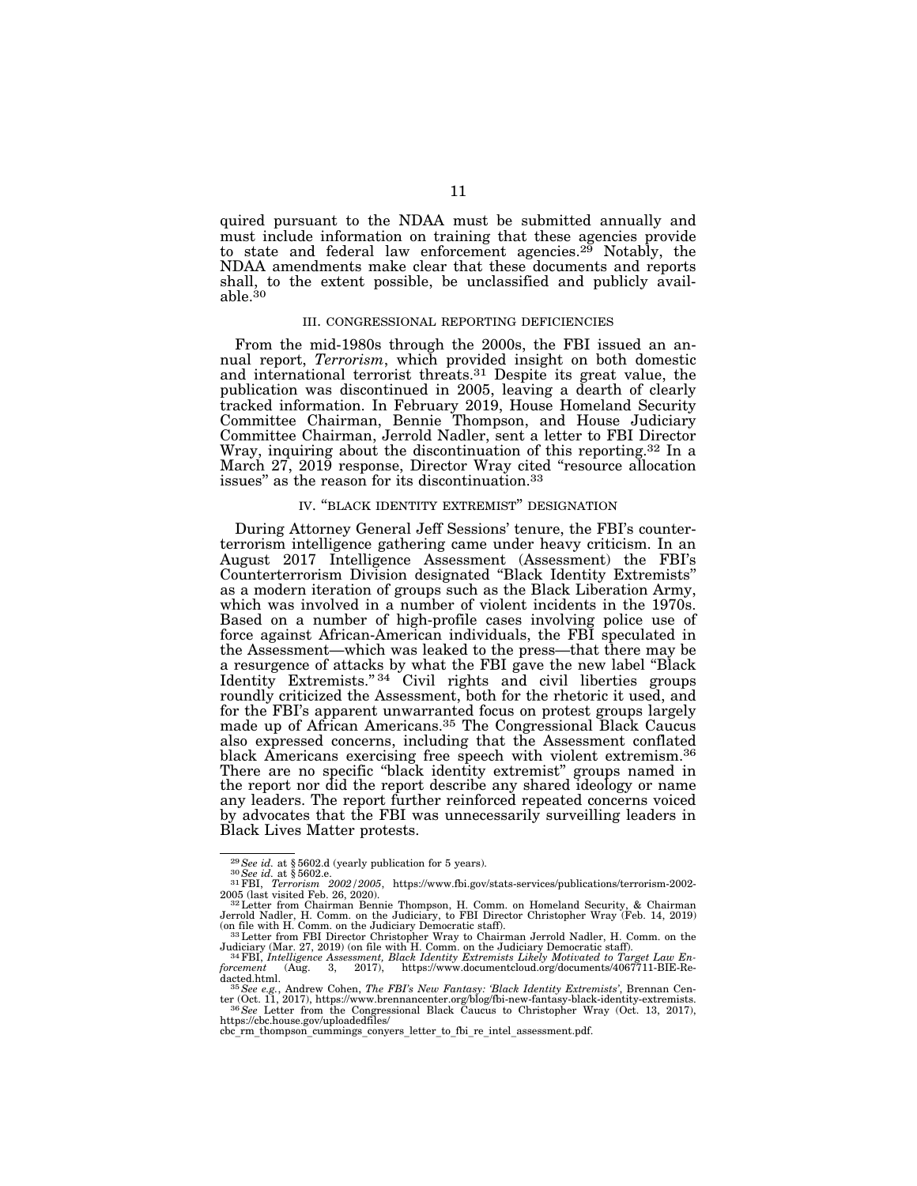quired pursuant to the NDAA must be submitted annually and must include information on training that these agencies provide to state and federal law enforcement agencies.[29] Notably, the NDAA amendments make clear that these documents and reports shall, to the extent possible, be unclassified and publicly available.[30]

### III. CONGRESSIONAL REPORTING DEFICIENCIES

From the mid-1980s through the 2000s, the FBI issued an annual report, *Terrorism*, which provided insight on both domestic and international terrorist threats.[31] Despite its great value, the publication was discontinued in 2005, leaving a dearth of clearly tracked information. In February 2019, House Homeland Security Committee Chairman, Bennie Thompson, and House Judiciary Committee Chairman, Jerrold Nadler, sent a letter to FBI Director Wray, inquiring about the discontinuation of this reporting.[32] In a March 27, 2019 response, Director Wray cited "resource allocation issues" as the reason for its discontinuation.[33]

### IV. "BLACK IDENTITY EXTREMIST" DESIGNATION

During Attorney General Jeff Sessions' tenure, the FBI's counterterrorism intelligence gathering came under heavy criticism. In an August 2017 Intelligence Assessment (Assessment) the FBI's Counterterrorism Division designated "Black Identity Extremists" as a modern iteration of groups such as the Black Liberation Army, which was involved in a number of violent incidents in the 1970s. Based on a number of high-profile cases involving police use of force against African-American individuals, the FBI speculated in the Assessment—which was leaked to the press—that there may be a resurgence of attacks by what the FBI gave the new label "Black Identity Extremists."[34] Civil rights and civil liberties groups roundly criticized the Assessment, both for the rhetoric it used, and for the FBI's apparent unwarranted focus on protest groups largely made up of African Americans.[35] The Congressional Black Caucus also expressed concerns, including that the Assessment conflated black Americans exercising free speech with violent extremism.[36] There are no specific "black identity extremist" groups named in the report nor did the report describe any shared ideology or name any leaders. The report further reinforced repeated concerns voiced by advocates that the FBI was unnecessarily surveilling leaders in Black Lives Matter protests.

---

[29] *See id.* at § 5602.d (yearly publication for 5 years).

[30] *See id.* at § 5602.e.

[31] FBI, *Terrorism 2002/2005*, https://www.fbi.gov/stats-services/publications/terrorism-2002-2005 (last visited Feb. 26, 2020).

[32] Letter from Chairman Bennie Thompson, H. Comm. on Homeland Security, & Chairman Jerrold Nadler, H. Comm. on the Judiciary, to FBI Director Christopher Wray (Feb. 14, 2019) (on file with H. Comm. on the Judiciary Democratic staff).

[33] Letter from FBI Director Christopher Wray to Chairman Jerrold Nadler, H. Comm. on the Judiciary (Mar. 27, 2019) (on file with H. Comm. on the Judiciary Democratic staff).

[34] FBI, *Intelligence Assessment, Black Identity Extremists Likely Motivated to Target Law Enforcement* (Aug. 3, 2017), https://www.documentcloud.org/documents/4067711-BIE-Redacted.html.

[35] *See e.g.*, Andrew Cohen, *The FBI's New Fantasy: 'Black Identity Extremists'*, Brennan Center (Oct. 11, 2017), https://www.brennancenter.org/blog/fbi-new-fantasy-black-identity-extremists.

[36] *See* Letter from the Congressional Black Caucus to Christopher Wray (Oct. 13, 2017), https://cbc.house.gov/uploadedfiles/cbc_rm_thompson_cummings_conyers_letter_to_fbi_re_intel_assessment.pdf.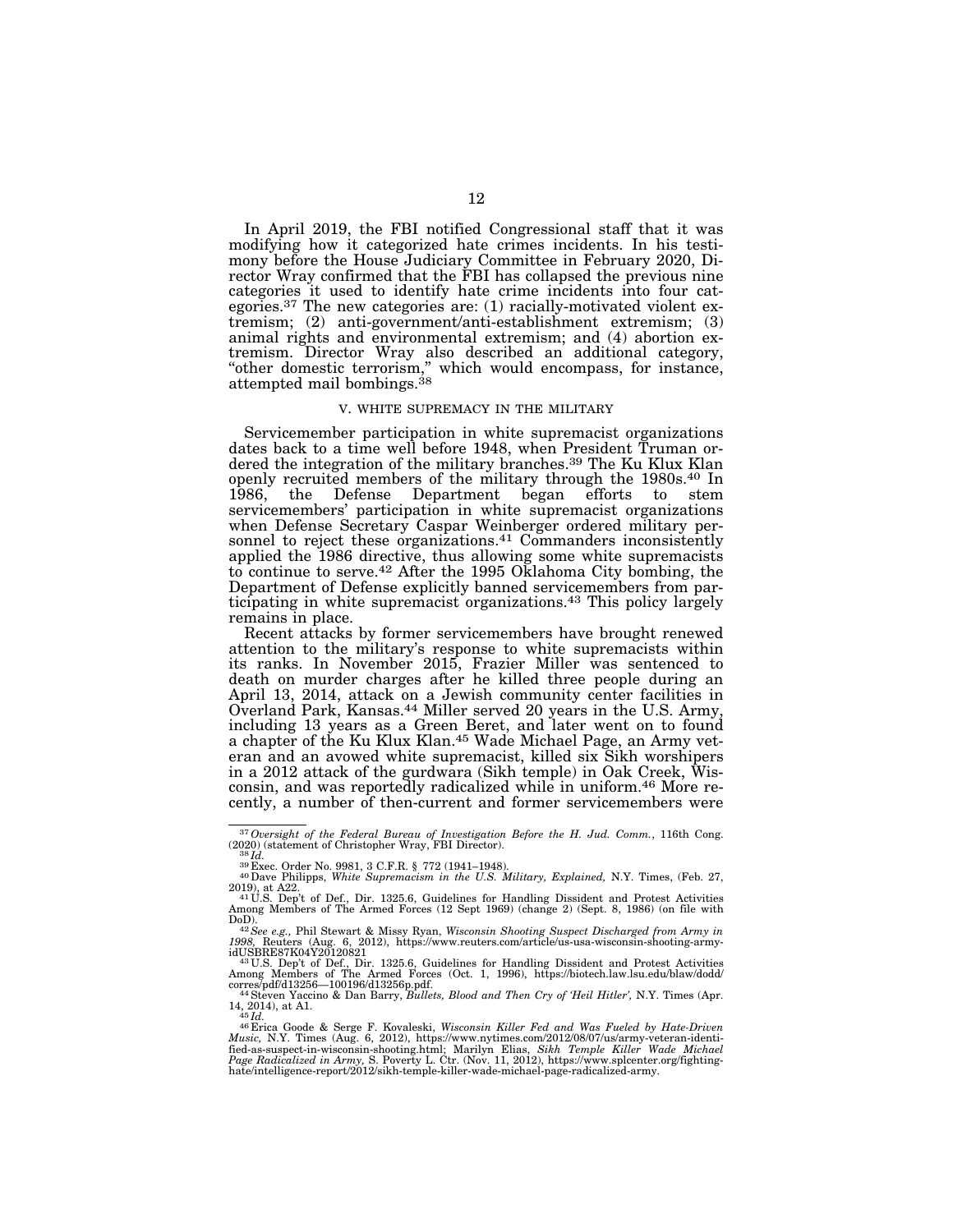In April 2019, the FBI notified Congressional staff that it was modifying how it categorized hate crimes incidents. In his testimony before the House Judiciary Committee in February 2020, Director Wray confirmed that the FBI has collapsed the previous nine categories it used to identify hate crime incidents into four categories.[37] The new categories are: (1) racially-motivated violent extremism; (2) anti-government/anti-establishment extremism; (3) animal rights and environmental extremism; and (4) abortion extremism. Director Wray also described an additional category, "other domestic terrorism," which would encompass, for instance, attempted mail bombings.[38]

## V. WHITE SUPREMACY IN THE MILITARY

Servicemember participation in white supremacist organizations dates back to a time well before 1948, when President Truman ordered the integration of the military branches.[39] The Ku Klux Klan openly recruited members of the military through the 1980s.[40] In 1986, the Defense Department began efforts to stem servicemembers' participation in white supremacist organizations when Defense Secretary Caspar Weinberger ordered military personnel to reject these organizations.[41] Commanders inconsistently applied the 1986 directive, thus allowing some white supremacists to continue to serve.[42] After the 1995 Oklahoma City bombing, the Department of Defense explicitly banned servicemembers from participating in white supremacist organizations.[43] This policy largely remains in place.

Recent attacks by former servicemembers have brought renewed attention to the military's response to white supremacists within its ranks. In November 2015, Frazier Miller was sentenced to death on murder charges after he killed three people during an April 13, 2014, attack on a Jewish community center facilities in Overland Park, Kansas.[44] Miller served 20 years in the U.S. Army, including 13 years as a Green Beret, and later went on to found a chapter of the Ku Klux Klan.[45] Wade Michael Page, an Army veteran and an avowed white supremacist, killed six Sikh worshipers in a 2012 attack of the gurdwara (Sikh temple) in Oak Creek, Wisconsin, and was reportedly radicalized while in uniform.[46] More recently, a number of then-current and former servicemembers were

---

[37] *Oversight of the Federal Bureau of Investigation Before the H. Jud. Comm.*, 116th Cong. (2020) (statement of Christopher Wray, FBI Director).

[38] *Id.*

[39] Exec. Order No. 9981, 3 C.F.R. § 772 (1941–1948).

[40] Dave Philipps, *White Supremacism in the U.S. Military, Explained,* N.Y. Times, (Feb. 27, 2019), at A22.

[41] U.S. Dep't of Def., Dir. 1325.6, Guidelines for Handling Dissident and Protest Activities Among Members of The Armed Forces (12 Sept 1969) (change 2) (Sept. 8, 1986) (on file with DoD).

[42] *See e.g.,* Phil Stewart & Missy Ryan, *Wisconsin Shooting Suspect Discharged from Army in 1998,* Reuters (Aug. 6, 2012), https://www.reuters.com/article/us-usa-wisconsin-shooting-army-idUSBRE87K04Y20120821

[43] U.S. Dep't of Def., Dir. 1325.6, Guidelines for Handling Dissident and Protest Activities Among Members of The Armed Forces (Oct. 1, 1996), https://biotech.law.lsu.edu/blaw/dodd/corres/pdf/d13256—100196/d13256p.pdf.

[44] Steven Yaccino & Dan Barry, *Bullets, Blood and Then Cry of 'Heil Hitler',* N.Y. Times (Apr. 14, 2014), at A1.

[45] *Id.*

[46] Erica Goode & Serge F. Kovaleski, *Wisconsin Killer Fed and Was Fueled by Hate-Driven Music,* N.Y. Times (Aug. 6, 2012), https://www.nytimes.com/2012/08/07/us/army-veteran-identified-as-suspect-in-wisconsin-shooting.html; Marilyn Elias, *Sikh Temple Killer Wade Michael Page Radicalized in Army,* S. Poverty L. Ctr. (Nov. 11, 2012), https://www.splcenter.org/fighting-hate/intelligence-report/2012/sikh-temple-killer-wade-michael-page-radicalized-army.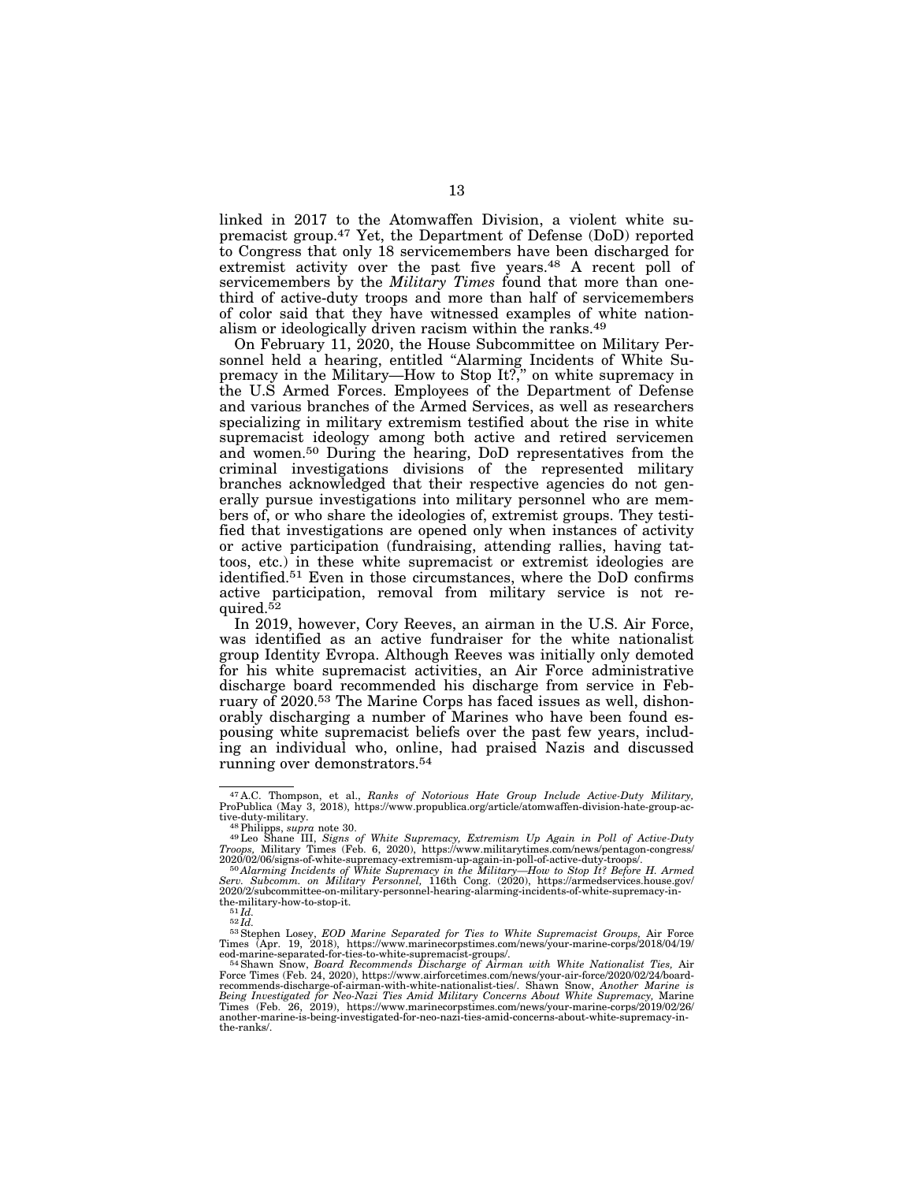linked in 2017 to the Atomwaffen Division, a violent white supremacist group.[47] Yet, the Department of Defense (DoD) reported to Congress that only 18 servicemembers have been discharged for extremist activity over the past five years.[48] A recent poll of servicemembers by the *Military Times* found that more than one-third of active-duty troops and more than half of servicemembers of color said that they have witnessed examples of white nationalism or ideologically driven racism within the ranks.[49]

On February 11, 2020, the House Subcommittee on Military Personnel held a hearing, entitled "Alarming Incidents of White Supremacy in the Military—How to Stop It?," on white supremacy in the U.S Armed Forces. Employees of the Department of Defense and various branches of the Armed Services, as well as researchers specializing in military extremism testified about the rise in white supremacist ideology among both active and retired servicemen and women.[50] During the hearing, DoD representatives from the criminal investigations divisions of the represented military branches acknowledged that their respective agencies do not generally pursue investigations into military personnel who are members of, or who share the ideologies of, extremist groups. They testified that investigations are opened only when instances of activity or active participation (fundraising, attending rallies, having tattoos, etc.) in these white supremacist or extremist ideologies are identified.[51] Even in those circumstances, where the DoD confirms active participation, removal from military service is not required.[52]

In 2019, however, Cory Reeves, an airman in the U.S. Air Force, was identified as an active fundraiser for the white nationalist group Identity Evropa. Although Reeves was initially only demoted for his white supremacist activities, an Air Force administrative discharge board recommended his discharge from service in February of 2020.[53] The Marine Corps has faced issues as well, dishonorably discharging a number of Marines who have been found espousing white supremacist beliefs over the past few years, including an individual who, online, had praised Nazis and discussed running over demonstrators.[54]

---

[47] A.C. Thompson, et al., *Ranks of Notorious Hate Group Include Active-Duty Military,* ProPublica (May 3, 2018), https://www.propublica.org/article/atomwaffen-division-hate-group-active-duty-military.

[48] Philipps, *supra* note 30.

[49] Leo Shane III, *Signs of White Supremacy, Extremism Up Again in Poll of Active-Duty Troops,* Military Times (Feb. 6, 2020), https://www.militarytimes.com/news/pentagon-congress/2020/02/06/signs-of-white-supremacy-extremism-up-again-in-poll-of-active-duty-troops/.

[50] *Alarming Incidents of White Supremacy in the Military—How to Stop It? Before H. Armed Serv. Subcomm. on Military Personnel,* 116th Cong. (2020), https://armedservices.house.gov/2020/2/subcommittee-on-military-personnel-hearing-alarming-incidents-of-white-supremacy-in-the-military-how-to-stop-it.

[51] *Id.*

[52] *Id.*

[53] Stephen Losey, *EOD Marine Separated for Ties to White Supremacist Groups,* Air Force Times (Apr. 19, 2018), https://www.marinecorpstimes.com/news/your-marine-corps/2018/04/19/eod-marine-separated-for-ties-to-white-supremacist-groups/.

[54] Shawn Snow, *Board Recommends Discharge of Airman with White Nationalist Ties,* Air Force Times (Feb. 24, 2020), https://www.airforcetimes.com/news/your-air-force/2020/02/24/board-recommends-discharge-of-airman-with-white-nationalist-ties/. Shawn Snow, *Another Marine is Being Investigated for Neo-Nazi Ties Amid Military Concerns About White Supremacy,* Marine Times (Feb. 26, 2019), https://www.marinecorpstimes.com/news/your-marine-corps/2019/02/26/another-marine-is-being-investigated-for-neo-nazi-ties-amid-concerns-about-white-supremacy-in-the-ranks/.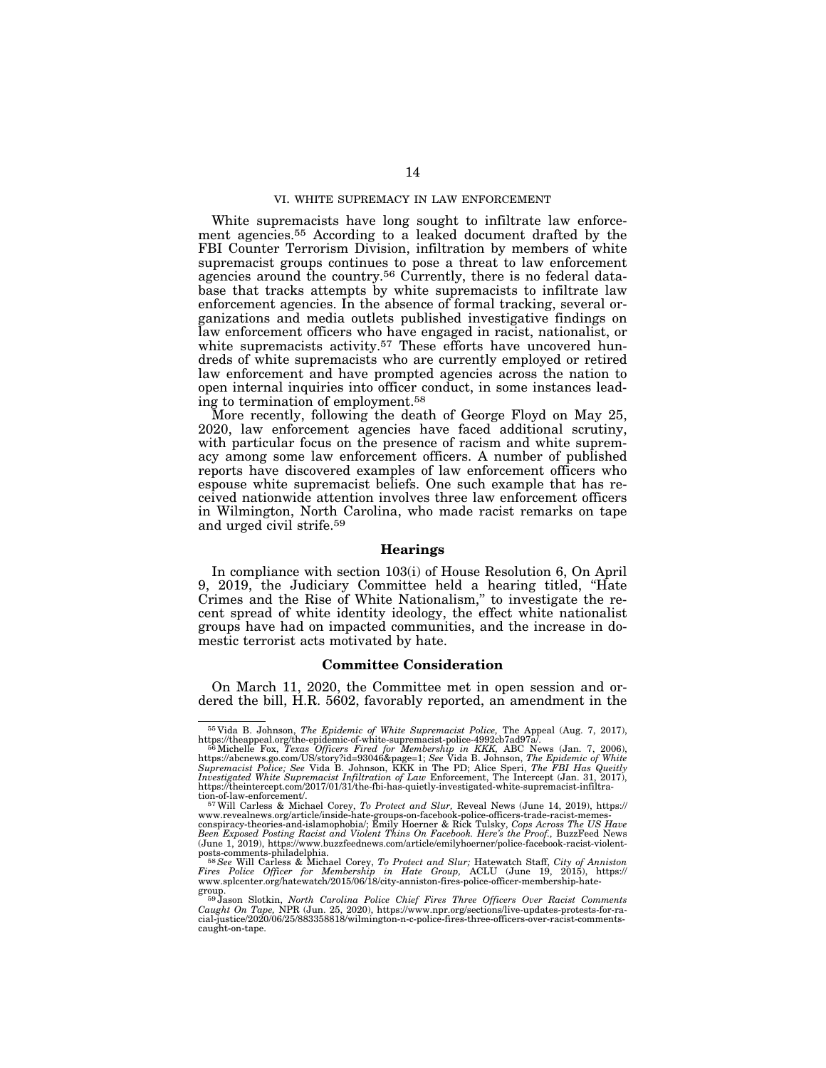## VI. WHITE SUPREMACY IN LAW ENFORCEMENT

White supremacists have long sought to infiltrate law enforcement agencies.[55] According to a leaked document drafted by the FBI Counter Terrorism Division, infiltration by members of white supremacist groups continues to pose a threat to law enforcement agencies around the country.[56] Currently, there is no federal database that tracks attempts by white supremacists to infiltrate law enforcement agencies. In the absence of formal tracking, several organizations and media outlets published investigative findings on law enforcement officers who have engaged in racist, nationalist, or white supremacists activity.[57] These efforts have uncovered hundreds of white supremacists who are currently employed or retired law enforcement and have prompted agencies across the nation to open internal inquiries into officer conduct, in some instances leading to termination of employment.[58]

More recently, following the death of George Floyd on May 25, 2020, law enforcement agencies have faced additional scrutiny, with particular focus on the presence of racism and white supremacy among some law enforcement officers. A number of published reports have discovered examples of law enforcement officers who espouse white supremacist beliefs. One such example that has received nationwide attention involves three law enforcement officers in Wilmington, North Carolina, who made racist remarks on tape and urged civil strife.[59]

### Hearings

In compliance with section 103(i) of House Resolution 6, On April 9, 2019, the Judiciary Committee held a hearing titled, "Hate Crimes and the Rise of White Nationalism," to investigate the recent spread of white identity ideology, the effect white nationalist groups have had on impacted communities, and the increase in domestic terrorist acts motivated by hate.

### Committee Consideration

On March 11, 2020, the Committee met in open session and ordered the bill, H.R. 5602, favorably reported, an amendment in the

---

[55] Vida B. Johnson, *The Epidemic of White Supremacist Police,* The Appeal (Aug. 7, 2017), https://theappeal.org/the-epidemic-of-white-supremacist-police-4992cb7ad97a/.

[56] Michelle Fox, *Texas Officers Fired for Membership in KKK,* ABC News (Jan. 7, 2006), https://abcnews.go.com/US/story?id=93046&page=1; *See* Vida B. Johnson, *The Epidemic of White Supremacist Police; See* Vida B. Johnson, KKK in The PD; Alice Speri, *The FBI Has Queitly Investigated White Supremacist Infiltration of Law* Enforcement, The Intercept (Jan. 31, 2017), https://theintercept.com/2017/01/31/the-fbi-has-quietly-investigated-white-supremacist-infiltration-of-law-enforcement/.

[57] Will Carless & Michael Corey, *To Protect and Slur,* Reveal News (June 14, 2019), https://www.revealnews.org/article/inside-hate-groups-on-facebook-police-officers-trade-racist-memes-conspiracy-theories-and-islamophobia/; Emily Hoerner & Rick Tulsky, *Cops Across The US Have Been Exposed Posting Racist and Violent Thins On Facebook. Here's the Proof.,* BuzzFeed News (June 1, 2019), https://www.buzzfeednews.com/article/emilyhoerner/police-facebook-racist-violent-posts-comments-philadelphia.

[58] *See* Will Carless & Michael Corey, *To Protect and Slur;* Hatewatch Staff, *City of Anniston Fires Police Officer for Membership in Hate Group,* ACLU (June 19, 2015), https://www.splcenter.org/hatewatch/2015/06/18/city-anniston-fires-police-officer-membership-hate-group.

[59] Jason Slotkin, *North Carolina Police Chief Fires Three Officers Over Racist Comments Caught On Tape,* NPR (Jun. 25, 2020), https://www.npr.org/sections/live-updates-protests-for-racial-justice/2020/06/25/883358818/wilmington-n-c-police-fires-three-officers-over-racist-comments-caught-on-tape.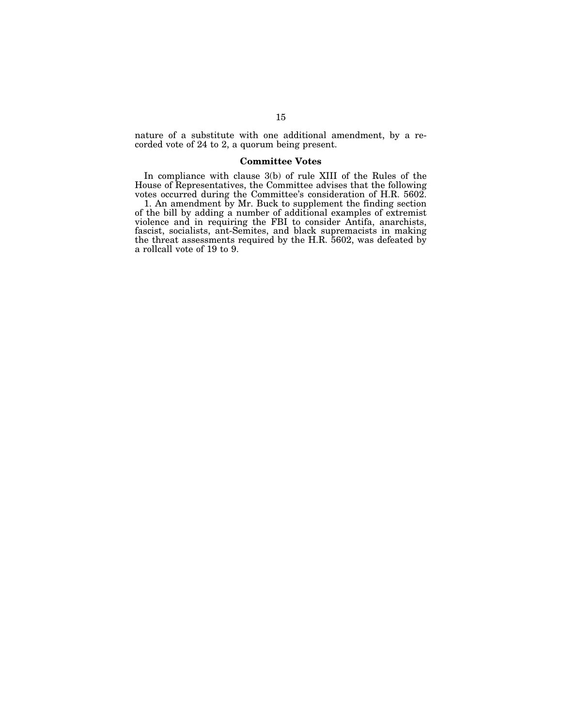nature of a substitute with one additional amendment, by a recorded vote of 24 to 2, a quorum being present.

## Committee Votes

In compliance with clause 3(b) of rule XIII of the Rules of the House of Representatives, the Committee advises that the following votes occurred during the Committee's consideration of H.R. 5602.

1. An amendment by Mr. Buck to supplement the finding section of the bill by adding a number of additional examples of extremist violence and in requiring the FBI to consider Antifa, anarchists, fascist, socialists, ant-Semites, and black supremacists in making the threat assessments required by the H.R. 5602, was defeated by a rollcall vote of 19 to 9.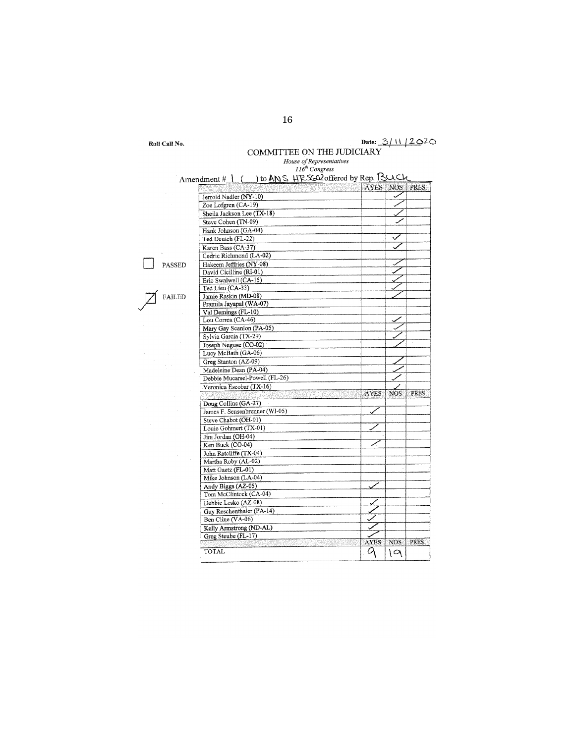Roll Call No.

Date: 3/11/2020

COMMITTEE ON THE JUDICIARY

*House of Representatives*

*116th Congress*

Amendment # 1 ( ) to ANS HR5602 offered by Rep. Buck

☐ PASSED

☑ FAILED

| | AYES | NOS | PRES. |
|---|---|---|---|
| Jerrold Nadler (NY-10) | | ✓ | |
| Zoe Lofgren (CA-19) | | ✓ | |
| Sheila Jackson Lee (TX-18) | | ✓ | |
| Steve Cohen (TN-09) | | ✓ | |
| Hank Johnson (GA-04) | | | |
| Ted Deutch (FL-22) | | ✓ | |
| Karen Bass (CA-37) | | ✓ | |
| Cedric Richmond (LA-02) | | | |
| Hakeem Jeffries (NY-08) | | ✓ | |
| David Cicilline (RI-01) | | ✓ | |
| Eric Swalwell (CA-15) | | ✓ | |
| Ted Lieu (CA-33) | | ✓ | |
| Jamie Raskin (MD-08) | | ✓ | |
| Pramila Jayapal (WA-07) | | | |
| Val Demings (FL-10) | | | |
| Lou Correa (CA-46) | | ✓ | |
| Mary Gay Scanlon (PA-05) | | ✓ | |
| Sylvia Garcia (TX-29) | | ✓ | |
| Joseph Neguse (CO-02) | | ✓ | |
| Lucy McBath (GA-06) | | | |
| Greg Stanton (AZ-09) | | ✓ | |
| Madeleine Dean (PA-04) | | ✓ | |
| Debbie Mucarsel-Powell (FL-26) | | ✓ | |
| Veronica Escobar (TX-16) | | ✓ | |
| | **AYES** | **NOS** | **PRES** |
| Doug Collins (GA-27) | | | |
| James F. Sensenbrenner (WI-05) | ✓ | | |
| Steve Chabot (OH-01) | | | |
| Louie Gohmert (TX-01) | ✓ | | |
| Jim Jordan (OH-04) | | | |
| Ken Buck (CO-04) | ✓ | | |
| John Ratcliffe (TX-04) | | | |
| Martha Roby (AL-02) | | | |
| Matt Gaetz (FL-01) | | | |
| Mike Johnson (LA-04) | | | |
| Andy Biggs (AZ-05) | ✓ | | |
| Tom McClintock (CA-04) | | | |
| Debbie Lesko (AZ-08) | ✓ | | |
| Guy Reschenthaler (PA-14) | ✓ | | |
| Ben Cline (VA-06) | ✓ | | |
| Kelly Armstrong (ND-AL) | ✓ | | |
| Greg Steube (FL-17) | ✓ | | |
| | **AYES** | **NOS** | **PRES.** |
| TOTAL | 9 | 19 | |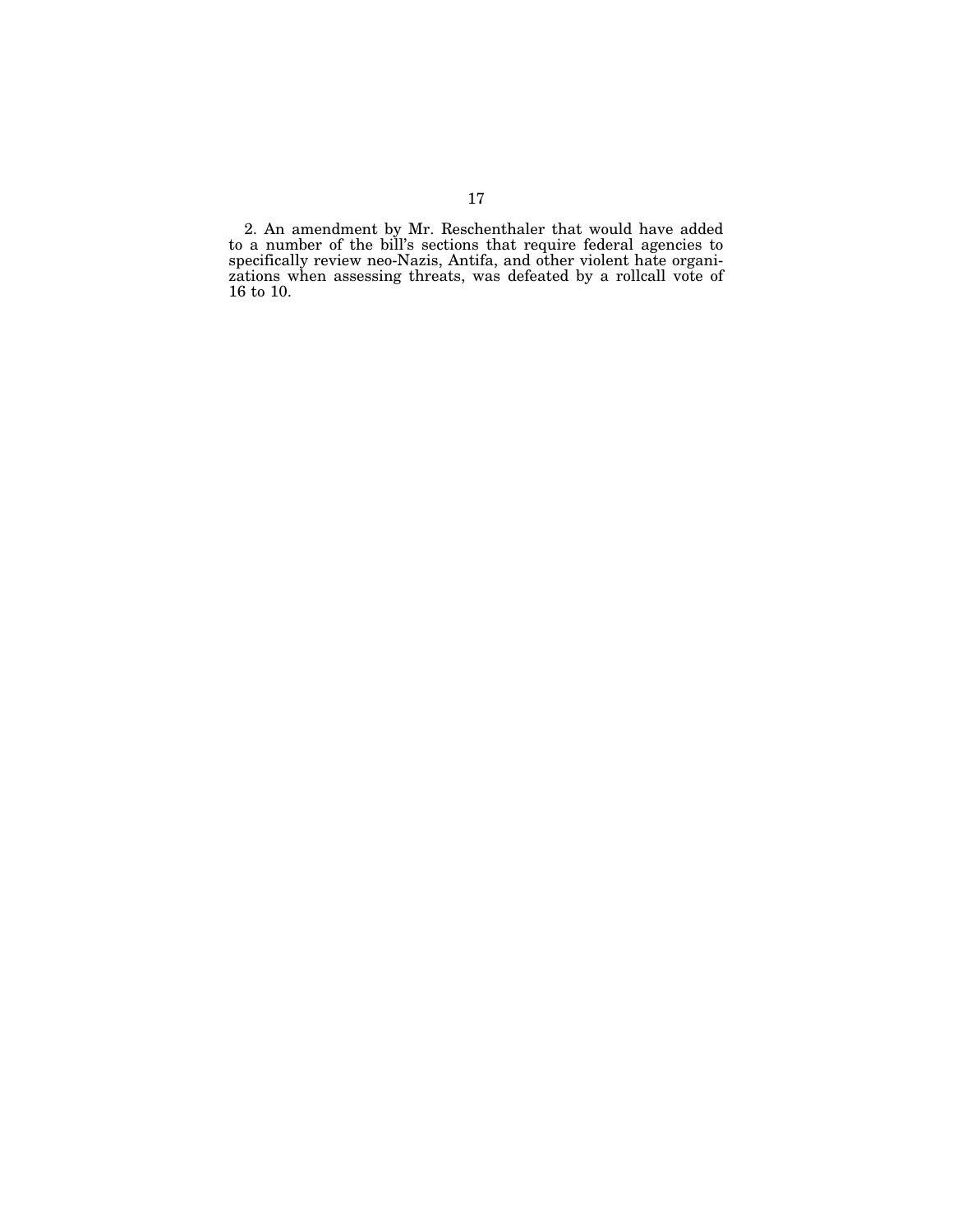2. An amendment by Mr. Reschenthaler that would have added to a number of the bill's sections that require federal agencies to specifically review neo-Nazis, Antifa, and other violent hate organizations when assessing threats, was defeated by a rollcall vote of 16 to 10.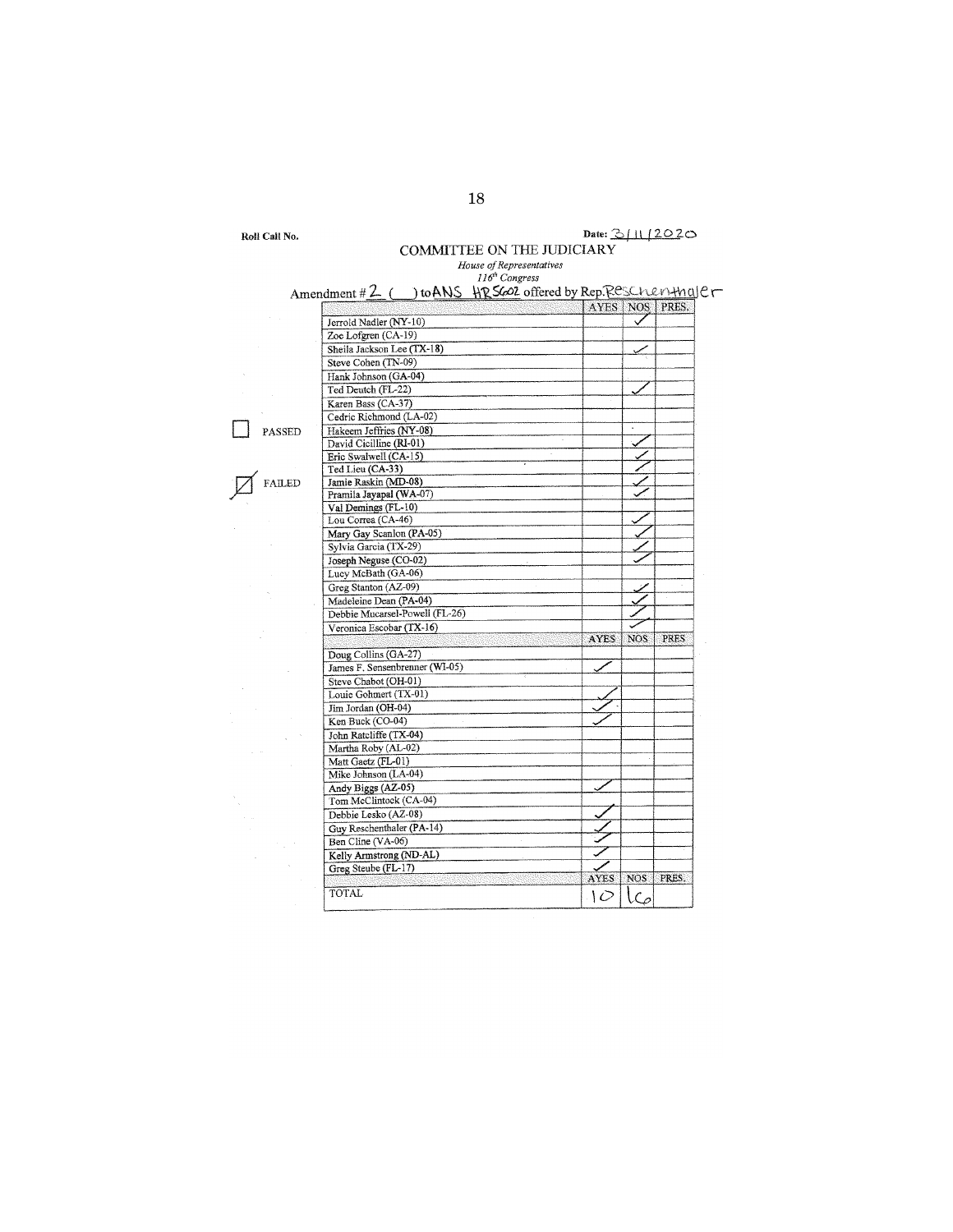Roll Call No.

Date: 3/11/2020

COMMITTEE ON THE JUDICIARY

*House of Representatives*

*116th Congress*

Amendment # 2 ( ) to ANS HR 5602 offered by Rep. Reschenthaler

☐ PASSED

☑ FAILED

| | AYES | NOS | PRES. |
|---|---|---|---|
| Jerrold Nadler (NY-10) | | ✓ | |
| Zoe Lofgren (CA-19) | | | |
| Sheila Jackson Lee (TX-18) | | ✓ | |
| Steve Cohen (TN-09) | | | |
| Hank Johnson (GA-04) | | | |
| Ted Deutch (FL-22) | | ✓ | |
| Karen Bass (CA-37) | | | |
| Cedric Richmond (LA-02) | | | |
| Hakeem Jeffries (NY-08) | | | |
| David Cicilline (RI-01) | | ✓ | |
| Eric Swalwell (CA-15) | | ✓ | |
| Ted Lieu (CA-33) | | ✓ | |
| Jamie Raskin (MD-08) | | ✓ | |
| Pramila Jayapal (WA-07) | | ✓ | |
| Val Demings (FL-10) | | | |
| Lou Correa (CA-46) | | ✓ | |
| Mary Gay Scanlon (PA-05) | | ✓ | |
| Sylvia Garcia (TX-29) | | ✓ | |
| Joseph Neguse (CO-02) | | ✓ | |
| Lucy McBath (GA-06) | | | |
| Greg Stanton (AZ-09) | | ✓ | |
| Madeleine Dean (PA-04) | | ✓ | |
| Debbie Mucarsel-Powell (FL-26) | | ✓ | |
| Veronica Escobar (TX-16) | | ✓ | |
| | **AYES** | **NOS** | **PRES** |
| Doug Collins (GA-27) | | | |
| James F. Sensenbrenner (WI-05) | ✓ | | |
| Steve Chabot (OH-01) | | | |
| Louie Gohmert (TX-01) | ✓ | | |
| Jim Jordan (OH-04) | ✓ | | |
| Ken Buck (CO-04) | ✓ | | |
| John Ratcliffe (TX-04) | | | |
| Martha Roby (AL-02) | | | |
| Matt Gaetz (FL-01) | | | |
| Mike Johnson (LA-04) | | | |
| Andy Biggs (AZ-05) | ✓ | | |
| Tom McClintock (CA-04) | | | |
| Debbie Lesko (AZ-08) | ✓ | | |
| Guy Reschenthaler (PA-14) | ✓ | | |
| Ben Cline (VA-06) | ✓ | | |
| Kelly Armstrong (ND-AL) | ✓ | | |
| Greg Steube (FL-17) | ✓ | | |
| | **AYES** | **NOS** | **PRES.** |
| TOTAL | 10 | 16 | |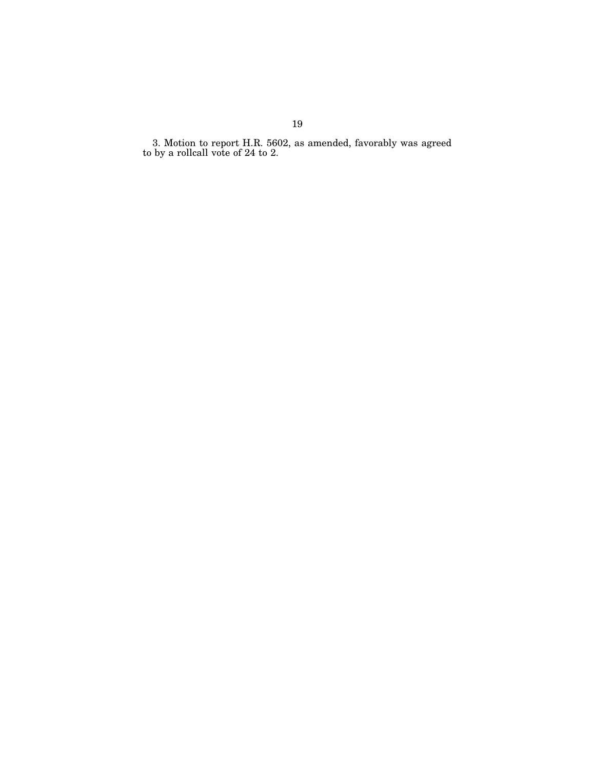3. Motion to report H.R. 5602, as amended, favorably was agreed to by a rollcall vote of 24 to 2.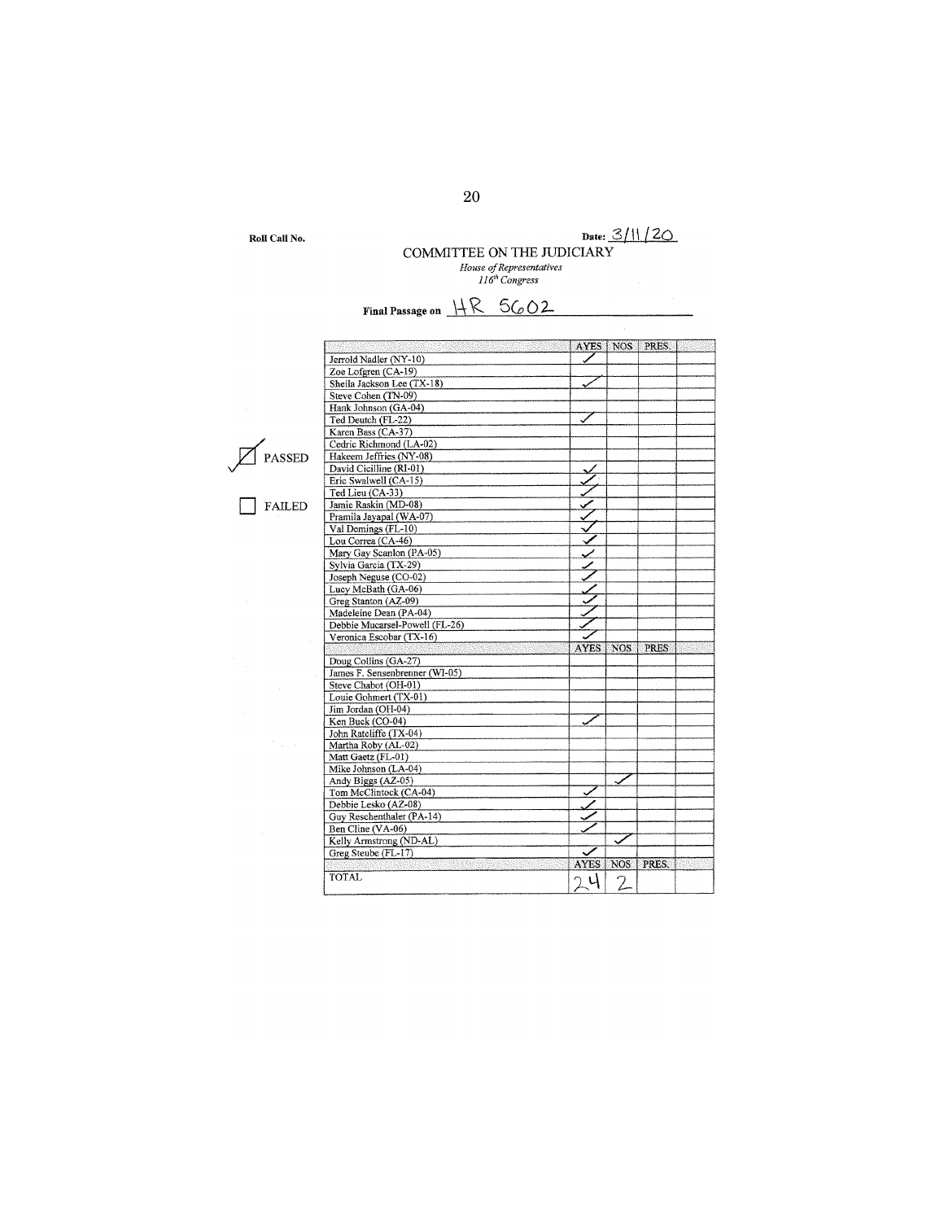Roll Call No.

Date: 3/11/20

COMMITTEE ON THE JUDICIARY

*House of Representatives*
*116th Congress*

**Final Passage on** HR 5602

☑ PASSED

☐ FAILED

| | AYES | NOS | PRES. | |
|---|---|---|---|---|
| Jerrold Nadler (NY-10) | ✓ | | | |
| Zoe Lofgren (CA-19) | | | | |
| Sheila Jackson Lee (TX-18) | ✓ | | | |
| Steve Cohen (TN-09) | | | | |
| Hank Johnson (GA-04) | | | | |
| Ted Deutch (FL-22) | ✓ | | | |
| Karen Bass (CA-37) | | | | |
| Cedric Richmond (LA-02) | | | | |
| Hakeem Jeffries (NY-08) | | | | |
| David Cicilline (RI-01) | ✓ | | | |
| Eric Swalwell (CA-15) | ✓ | | | |
| Ted Lieu (CA-33) | ✓ | | | |
| Jamie Raskin (MD-08) | ✓ | | | |
| Pramila Jayapal (WA-07) | ✓ | | | |
| Val Demings (FL-10) | ✓ | | | |
| Lou Correa (CA-46) | ✓ | | | |
| Mary Gay Scanlon (PA-05) | ✓ | | | |
| Sylvia Garcia (TX-29) | ✓ | | | |
| Joseph Neguse (CO-02) | ✓ | | | |
| Lucy McBath (GA-06) | ✓ | | | |
| Greg Stanton (AZ-09) | ✓ | | | |
| Madeleine Dean (PA-04) | ✓ | | | |
| Debbie Mucarsel-Powell (FL-26) | ✓ | | | |
| Veronica Escobar (TX-16) | ✓ | | | |
| | **AYES** | **NOS** | **PRES.** | |
| Doug Collins (GA-27) | | | | |
| James F. Sensenbrenner (WI-05) | | | | |
| Steve Chabot (OH-01) | | | | |
| Louie Gohmert (TX-01) | | | | |
| Jim Jordan (OH-04) | | | | |
| Ken Buck (CO-04) | ✓ | | | |
| John Ratcliffe (TX-04) | | | | |
| Martha Roby (AL-02) | | | | |
| Matt Gaetz (FL-01) | | | | |
| Mike Johnson (LA-04) | | | | |
| Andy Biggs (AZ-05) | | ✓ | | |
| Tom McClintock (CA-04) | ✓ | | | |
| Debbie Lesko (AZ-08) | ✓ | | | |
| Guy Reschenthaler (PA-14) | ✓ | | | |
| Ben Cline (VA-06) | ✓ | | | |
| Kelly Armstrong (ND-AL) | | ✓ | | |
| Greg Steube (FL-17) | ✓ | | | |
| | **AYES** | **NOS** | **PRES.** | |
| TOTAL | 24 | 2 | | |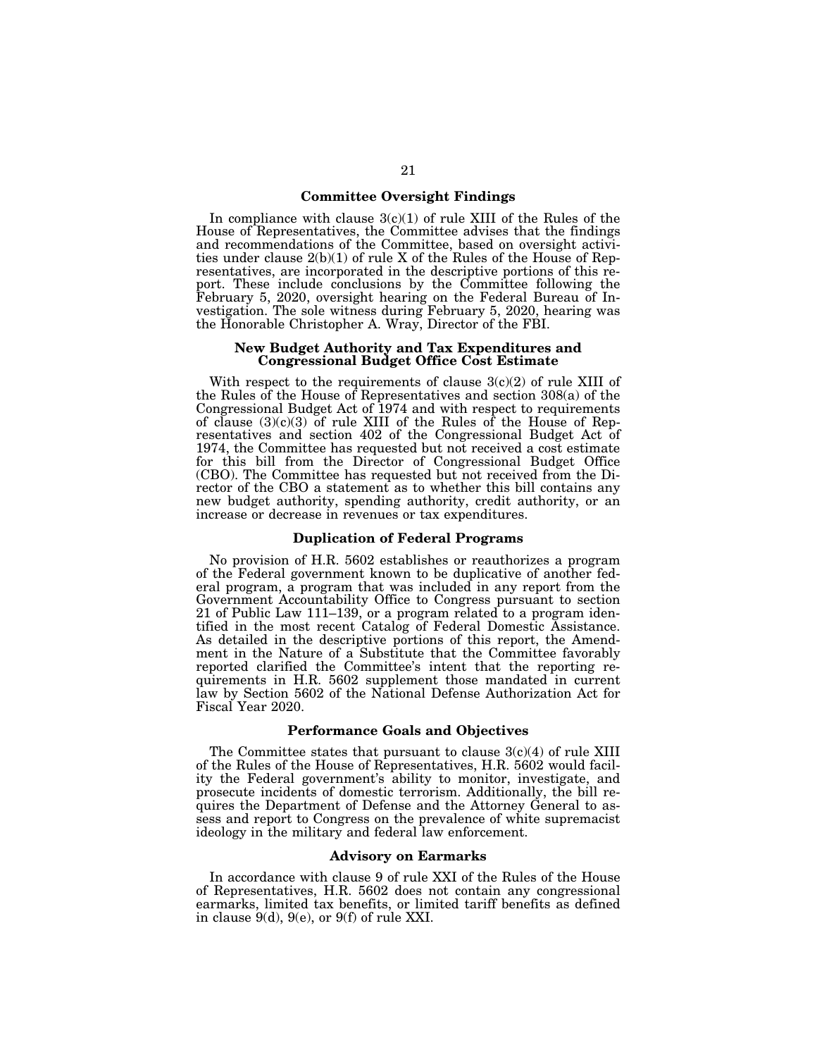## Committee Oversight Findings

In compliance with clause 3(c)(1) of rule XIII of the Rules of the House of Representatives, the Committee advises that the findings and recommendations of the Committee, based on oversight activities under clause 2(b)(1) of rule X of the Rules of the House of Representatives, are incorporated in the descriptive portions of this report. These include conclusions by the Committee following the February 5, 2020, oversight hearing on the Federal Bureau of Investigation. The sole witness during February 5, 2020, hearing was the Honorable Christopher A. Wray, Director of the FBI.

## New Budget Authority and Tax Expenditures and Congressional Budget Office Cost Estimate

With respect to the requirements of clause 3(c)(2) of rule XIII of the Rules of the House of Representatives and section 308(a) of the Congressional Budget Act of 1974 and with respect to requirements of clause (3)(c)(3) of rule XIII of the Rules of the House of Representatives and section 402 of the Congressional Budget Act of 1974, the Committee has requested but not received a cost estimate for this bill from the Director of Congressional Budget Office (CBO). The Committee has requested but not received from the Director of the CBO a statement as to whether this bill contains any new budget authority, spending authority, credit authority, or an increase or decrease in revenues or tax expenditures.

## Duplication of Federal Programs

No provision of H.R. 5602 establishes or reauthorizes a program of the Federal government known to be duplicative of another federal program, a program that was included in any report from the Government Accountability Office to Congress pursuant to section 21 of Public Law 111–139, or a program related to a program identified in the most recent Catalog of Federal Domestic Assistance. As detailed in the descriptive portions of this report, the Amendment in the Nature of a Substitute that the Committee favorably reported clarified the Committee's intent that the reporting requirements in H.R. 5602 supplement those mandated in current law by Section 5602 of the National Defense Authorization Act for Fiscal Year 2020.

## Performance Goals and Objectives

The Committee states that pursuant to clause 3(c)(4) of rule XIII of the Rules of the House of Representatives, H.R. 5602 would facility the Federal government's ability to monitor, investigate, and prosecute incidents of domestic terrorism. Additionally, the bill requires the Department of Defense and the Attorney General to assess and report to Congress on the prevalence of white supremacist ideology in the military and federal law enforcement.

## Advisory on Earmarks

In accordance with clause 9 of rule XXI of the Rules of the House of Representatives, H.R. 5602 does not contain any congressional earmarks, limited tax benefits, or limited tariff benefits as defined in clause 9(d), 9(e), or 9(f) of rule XXI.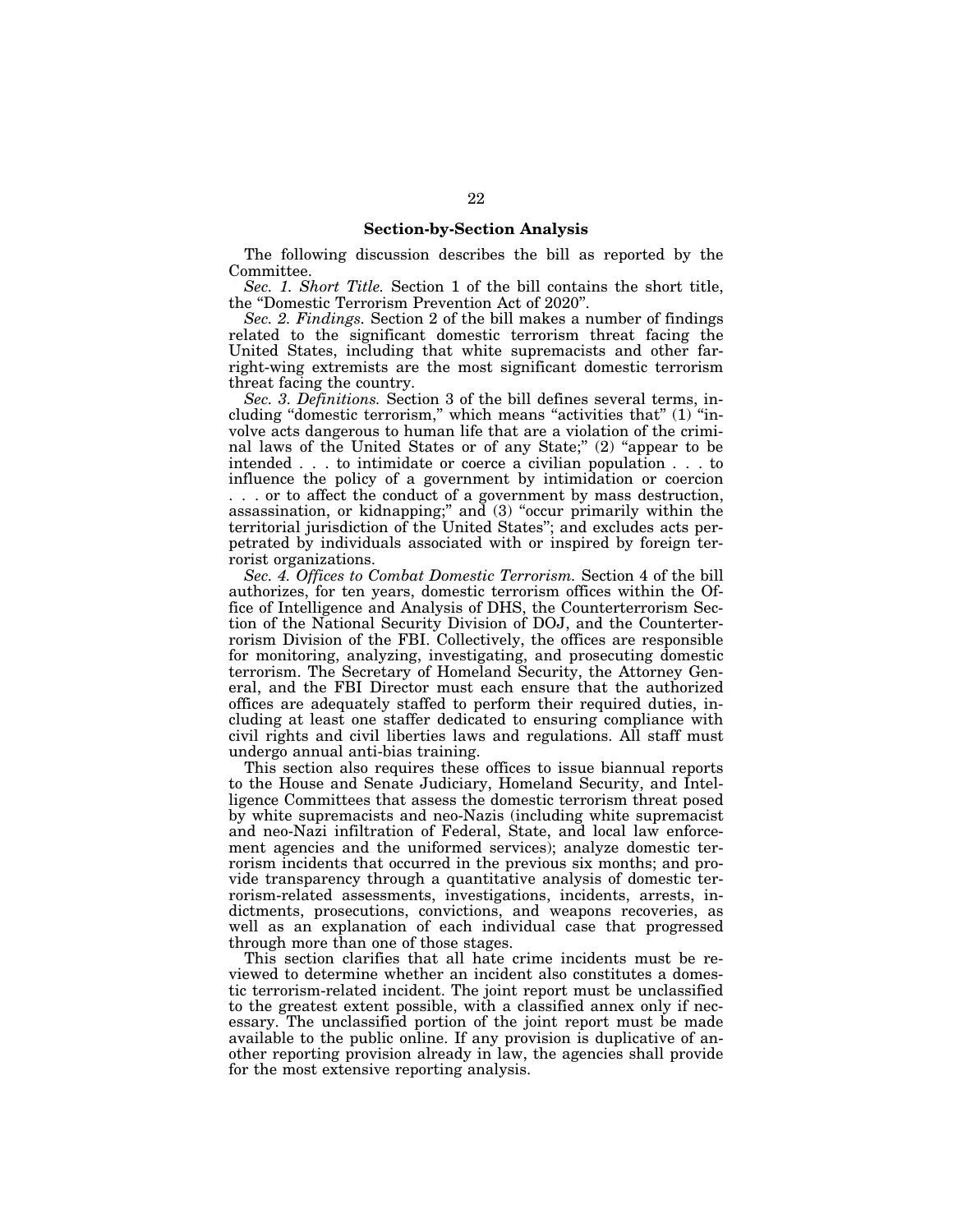## Section-by-Section Analysis

The following discussion describes the bill as reported by the Committee.

*Sec. 1. Short Title.* Section 1 of the bill contains the short title, the "Domestic Terrorism Prevention Act of 2020".

*Sec. 2. Findings.* Section 2 of the bill makes a number of findings related to the significant domestic terrorism threat facing the United States, including that white supremacists and other far-right-wing extremists are the most significant domestic terrorism threat facing the country.

*Sec. 3. Definitions.* Section 3 of the bill defines several terms, including "domestic terrorism," which means "activities that" (1) "involve acts dangerous to human life that are a violation of the criminal laws of the United States or of any State;" (2) "appear to be intended . . . to intimidate or coerce a civilian population . . . to influence the policy of a government by intimidation or coercion . . . or to affect the conduct of a government by mass destruction, assassination, or kidnapping;" and (3) "occur primarily within the territorial jurisdiction of the United States"; and excludes acts perpetrated by individuals associated with or inspired by foreign terrorist organizations.

*Sec. 4. Offices to Combat Domestic Terrorism.* Section 4 of the bill authorizes, for ten years, domestic terrorism offices within the Office of Intelligence and Analysis of DHS, the Counterterrorism Section of the National Security Division of DOJ, and the Counterterrorism Division of the FBI. Collectively, the offices are responsible for monitoring, analyzing, investigating, and prosecuting domestic terrorism. The Secretary of Homeland Security, the Attorney General, and the FBI Director must each ensure that the authorized offices are adequately staffed to perform their required duties, including at least one staffer dedicated to ensuring compliance with civil rights and civil liberties laws and regulations. All staff must undergo annual anti-bias training.

This section also requires these offices to issue biannual reports to the House and Senate Judiciary, Homeland Security, and Intelligence Committees that assess the domestic terrorism threat posed by white supremacists and neo-Nazis (including white supremacist and neo-Nazi infiltration of Federal, State, and local law enforcement agencies and the uniformed services); analyze domestic terrorism incidents that occurred in the previous six months; and provide transparency through a quantitative analysis of domestic terrorism-related assessments, investigations, incidents, arrests, indictments, prosecutions, convictions, and weapons recoveries, as well as an explanation of each individual case that progressed through more than one of those stages.

This section clarifies that all hate crime incidents must be reviewed to determine whether an incident also constitutes a domestic terrorism-related incident. The joint report must be unclassified to the greatest extent possible, with a classified annex only if necessary. The unclassified portion of the joint report must be made available to the public online. If any provision is duplicative of another reporting provision already in law, the agencies shall provide for the most extensive reporting analysis.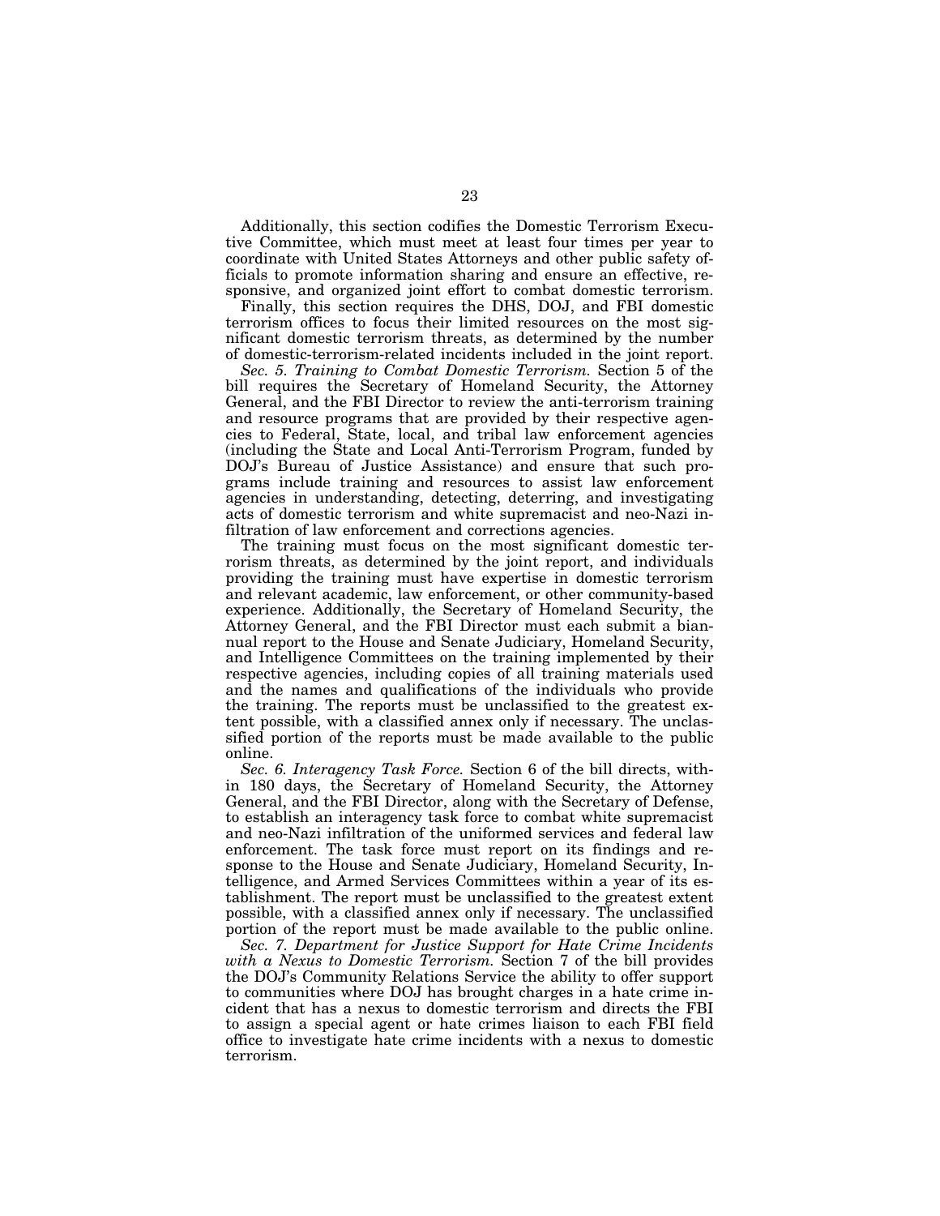Additionally, this section codifies the Domestic Terrorism Executive Committee, which must meet at least four times per year to coordinate with United States Attorneys and other public safety officials to promote information sharing and ensure an effective, responsive, and organized joint effort to combat domestic terrorism.

Finally, this section requires the DHS, DOJ, and FBI domestic terrorism offices to focus their limited resources on the most significant domestic terrorism threats, as determined by the number of domestic-terrorism-related incidents included in the joint report.

*Sec. 5. Training to Combat Domestic Terrorism.* Section 5 of the bill requires the Secretary of Homeland Security, the Attorney General, and the FBI Director to review the anti-terrorism training and resource programs that are provided by their respective agencies to Federal, State, local, and tribal law enforcement agencies (including the State and Local Anti-Terrorism Program, funded by DOJ's Bureau of Justice Assistance) and ensure that such programs include training and resources to assist law enforcement agencies in understanding, detecting, deterring, and investigating acts of domestic terrorism and white supremacist and neo-Nazi infiltration of law enforcement and corrections agencies.

The training must focus on the most significant domestic terrorism threats, as determined by the joint report, and individuals providing the training must have expertise in domestic terrorism and relevant academic, law enforcement, or other community-based experience. Additionally, the Secretary of Homeland Security, the Attorney General, and the FBI Director must each submit a biannual report to the House and Senate Judiciary, Homeland Security, and Intelligence Committees on the training implemented by their respective agencies, including copies of all training materials used and the names and qualifications of the individuals who provide the training. The reports must be unclassified to the greatest extent possible, with a classified annex only if necessary. The unclassified portion of the reports must be made available to the public online.

*Sec. 6. Interagency Task Force.* Section 6 of the bill directs, within 180 days, the Secretary of Homeland Security, the Attorney General, and the FBI Director, along with the Secretary of Defense, to establish an interagency task force to combat white supremacist and neo-Nazi infiltration of the uniformed services and federal law enforcement. The task force must report on its findings and response to the House and Senate Judiciary, Homeland Security, Intelligence, and Armed Services Committees within a year of its establishment. The report must be unclassified to the greatest extent possible, with a classified annex only if necessary. The unclassified portion of the report must be made available to the public online.

*Sec. 7. Department for Justice Support for Hate Crime Incidents with a Nexus to Domestic Terrorism.* Section 7 of the bill provides the DOJ's Community Relations Service the ability to offer support to communities where DOJ has brought charges in a hate crime incident that has a nexus to domestic terrorism and directs the FBI to assign a special agent or hate crimes liaison to each FBI field office to investigate hate crime incidents with a nexus to domestic terrorism.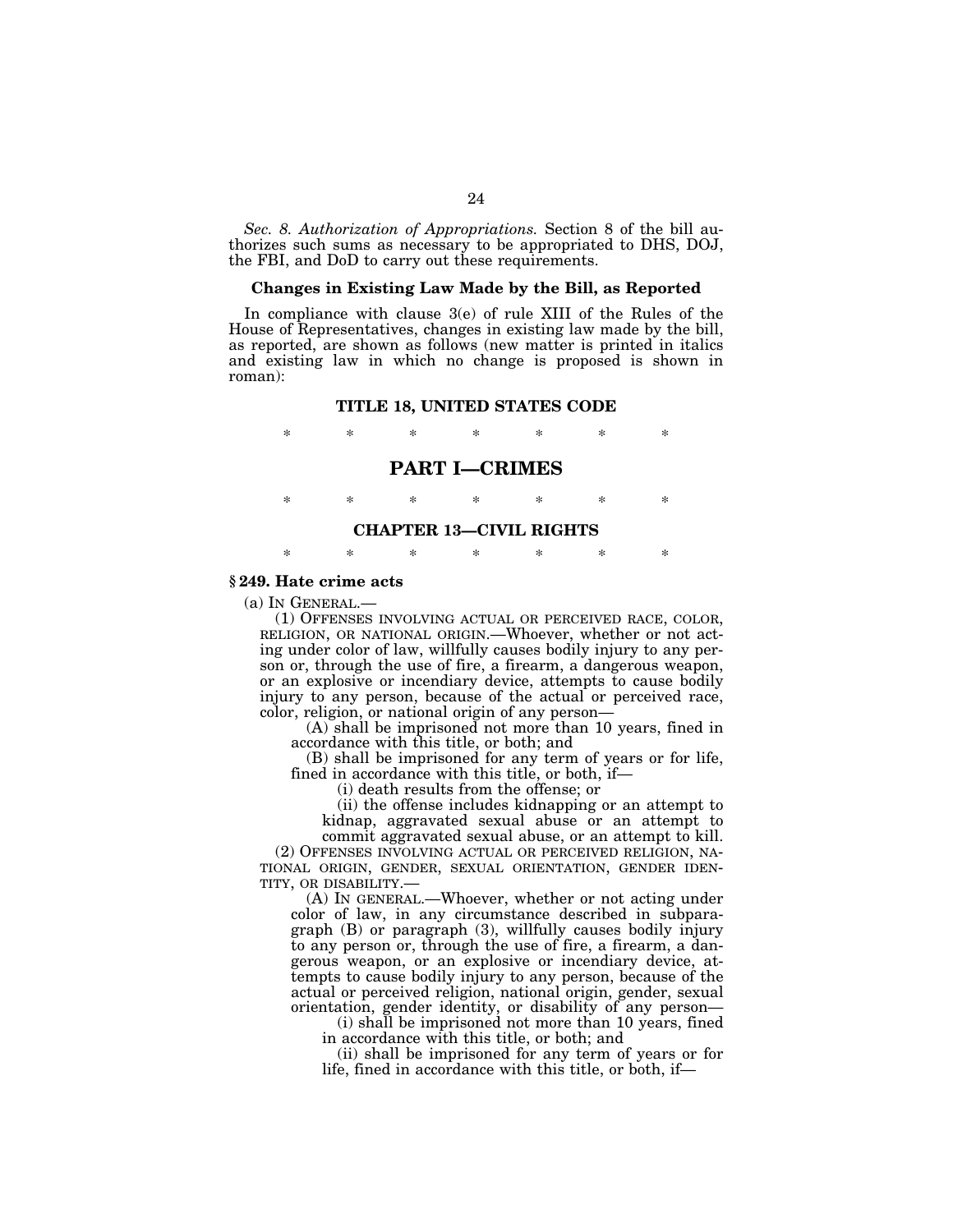*Sec. 8. Authorization of Appropriations.* Section 8 of the bill authorizes such sums as necessary to be appropriated to DHS, DOJ, the FBI, and DoD to carry out these requirements.

**Changes in Existing Law Made by the Bill, as Reported**

In compliance with clause 3(e) of rule XIII of the Rules of the House of Representatives, changes in existing law made by the bill, as reported, are shown as follows (new matter is printed in italics and existing law in which no change is proposed is shown in roman):

**TITLE 18, UNITED STATES CODE**

\* \* \* \* \* \* \*

## PART I—CRIMES

\* \* \* \* \* \* \*

**CHAPTER 13—CIVIL RIGHTS**

\* \* \* \* \* \* \*

**§ 249. Hate crime acts**

(a) IN GENERAL.—

(1) OFFENSES INVOLVING ACTUAL OR PERCEIVED RACE, COLOR, RELIGION, OR NATIONAL ORIGIN.—Whoever, whether or not acting under color of law, willfully causes bodily injury to any person or, through the use of fire, a firearm, a dangerous weapon, or an explosive or incendiary device, attempts to cause bodily injury to any person, because of the actual or perceived race, color, religion, or national origin of any person—

(A) shall be imprisoned not more than 10 years, fined in accordance with this title, or both; and

(B) shall be imprisoned for any term of years or for life, fined in accordance with this title, or both, if—

(i) death results from the offense; or

(ii) the offense includes kidnapping or an attempt to kidnap, aggravated sexual abuse or an attempt to commit aggravated sexual abuse, or an attempt to kill.

(2) OFFENSES INVOLVING ACTUAL OR PERCEIVED RELIGION, NATIONAL ORIGIN, GENDER, SEXUAL ORIENTATION, GENDER IDENTITY, OR DISABILITY.—

(A) IN GENERAL.—Whoever, whether or not acting under color of law, in any circumstance described in subparagraph (B) or paragraph (3), willfully causes bodily injury to any person or, through the use of fire, a firearm, a dangerous weapon, or an explosive or incendiary device, attempts to cause bodily injury to any person, because of the actual or perceived religion, national origin, gender, sexual orientation, gender identity, or disability of any person—

(i) shall be imprisoned not more than 10 years, fined in accordance with this title, or both; and

(ii) shall be imprisoned for any term of years or for life, fined in accordance with this title, or both, if—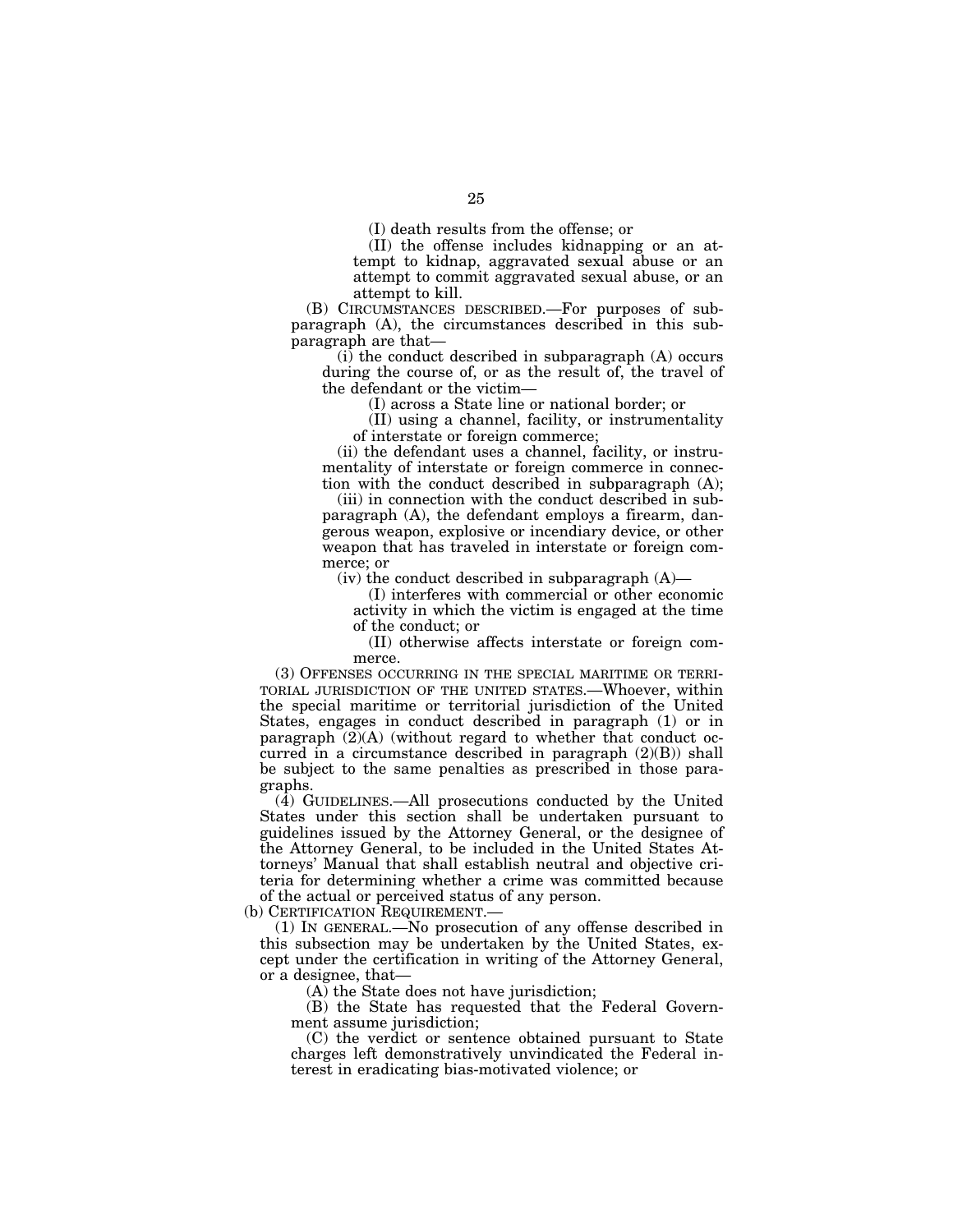(I) death results from the offense; or

(II) the offense includes kidnapping or an attempt to kidnap, aggravated sexual abuse or an attempt to commit aggravated sexual abuse, or an attempt to kill.

(B) CIRCUMSTANCES DESCRIBED.—For purposes of subparagraph (A), the circumstances described in this subparagraph are that—

(i) the conduct described in subparagraph (A) occurs during the course of, or as the result of, the travel of the defendant or the victim—

(I) across a State line or national border; or

(II) using a channel, facility, or instrumentality of interstate or foreign commerce;

(ii) the defendant uses a channel, facility, or instrumentality of interstate or foreign commerce in connection with the conduct described in subparagraph (A);

(iii) in connection with the conduct described in subparagraph (A), the defendant employs a firearm, dangerous weapon, explosive or incendiary device, or other weapon that has traveled in interstate or foreign commerce; or

(iv) the conduct described in subparagraph (A)—

(I) interferes with commercial or other economic activity in which the victim is engaged at the time of the conduct; or

(II) otherwise affects interstate or foreign commerce.

(3) OFFENSES OCCURRING IN THE SPECIAL MARITIME OR TERRITORIAL JURISDICTION OF THE UNITED STATES.—Whoever, within the special maritime or territorial jurisdiction of the United States, engages in conduct described in paragraph (1) or in paragraph (2)(A) (without regard to whether that conduct occurred in a circumstance described in paragraph (2)(B)) shall be subject to the same penalties as prescribed in those paragraphs.

(4) GUIDELINES.—All prosecutions conducted by the United States under this section shall be undertaken pursuant to guidelines issued by the Attorney General, or the designee of the Attorney General, to be included in the United States Attorneys' Manual that shall establish neutral and objective criteria for determining whether a crime was committed because of the actual or perceived status of any person.

(b) CERTIFICATION REQUIREMENT.—

(1) IN GENERAL.—No prosecution of any offense described in this subsection may be undertaken by the United States, except under the certification in writing of the Attorney General, or a designee, that—

(A) the State does not have jurisdiction;

(B) the State has requested that the Federal Government assume jurisdiction;

(C) the verdict or sentence obtained pursuant to State charges left demonstratively unvindicated the Federal interest in eradicating bias-motivated violence; or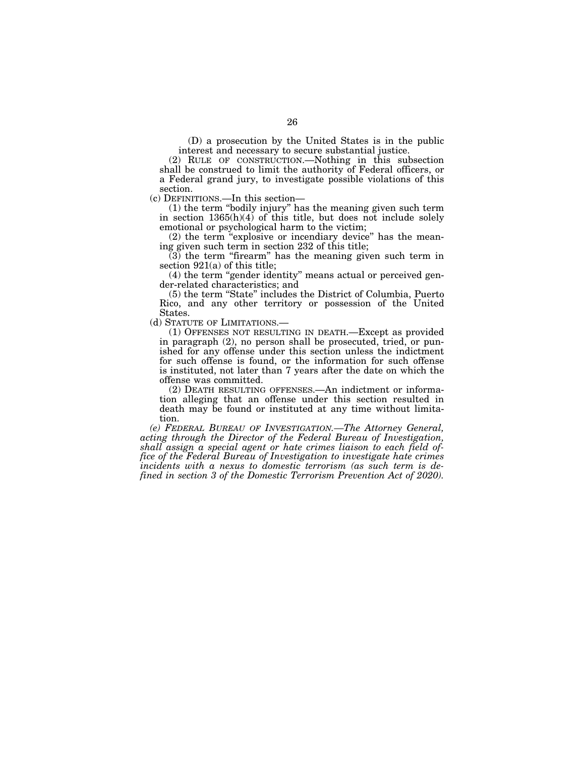(D) a prosecution by the United States is in the public interest and necessary to secure substantial justice.

(2) RULE OF CONSTRUCTION.—Nothing in this subsection shall be construed to limit the authority of Federal officers, or a Federal grand jury, to investigate possible violations of this section.

(c) DEFINITIONS.—In this section—

(1) the term "bodily injury" has the meaning given such term in section 1365(h)(4) of this title, but does not include solely emotional or psychological harm to the victim;

(2) the term "explosive or incendiary device" has the meaning given such term in section 232 of this title;

(3) the term "firearm" has the meaning given such term in section 921(a) of this title;

(4) the term "gender identity" means actual or perceived gender-related characteristics; and

(5) the term "State" includes the District of Columbia, Puerto Rico, and any other territory or possession of the United States.

(d) STATUTE OF LIMITATIONS.—

(1) OFFENSES NOT RESULTING IN DEATH.—Except as provided in paragraph (2), no person shall be prosecuted, tried, or punished for any offense under this section unless the indictment for such offense is found, or the information for such offense is instituted, not later than 7 years after the date on which the offense was committed.

(2) DEATH RESULTING OFFENSES.—An indictment or information alleging that an offense under this section resulted in death may be found or instituted at any time without limitation.

*(e) FEDERAL BUREAU OF INVESTIGATION.—The Attorney General, acting through the Director of the Federal Bureau of Investigation, shall assign a special agent or hate crimes liaison to each field office of the Federal Bureau of Investigation to investigate hate crimes incidents with a nexus to domestic terrorism (as such term is defined in section 3 of the Domestic Terrorism Prevention Act of 2020).*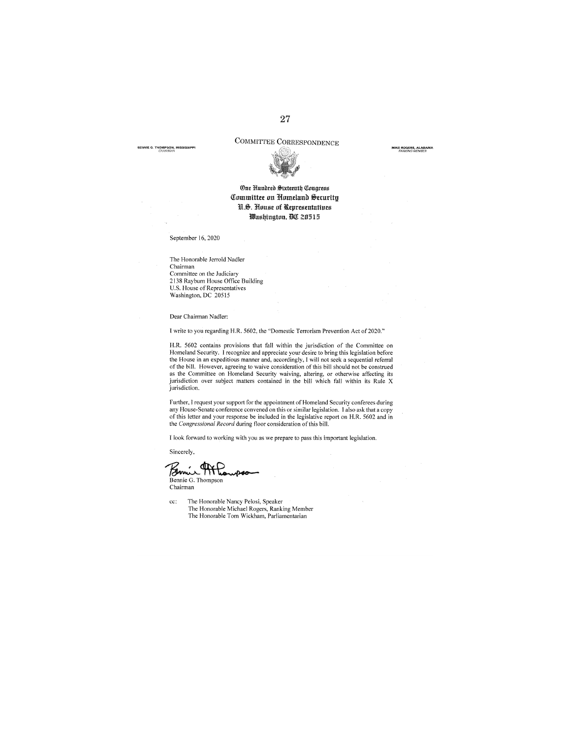## COMMITTEE CORRESPONDENCE

BENNIE G. THOMPSON, MISSISSIPPI
CHAIRMAN

MIKE ROGERS, ALABAMA
RANKING MEMBER

One Hundred Sixteenth Congress
Committee on Homeland Security
U.S. House of Representatives
Washington, DC 20515

September 16, 2020

The Honorable Jerrold Nadler
Chairman
Committee on the Judiciary
2138 Rayburn House Office Building
U.S. House of Representatives
Washington, DC 20515

Dear Chairman Nadler:

I write to you regarding H.R. 5602, the "Domestic Terrorism Prevention Act of 2020."

H.R. 5602 contains provisions that fall within the jurisdiction of the Committee on Homeland Security. I recognize and appreciate your desire to bring this legislation before the House in an expeditious manner and, accordingly, I will not seek a sequential referral of the bill. However, agreeing to waive consideration of this bill should not be construed as the Committee on Homeland Security waiving, altering, or otherwise affecting its jurisdiction over subject matters contained in the bill which fall within its Rule X jurisdiction.

Further, I request your support for the appointment of Homeland Security conferees during any House-Senate conference convened on this or similar legislation. I also ask that a copy of this letter and your response be included in the legislative report on H.R. 5602 and in the *Congressional Record* during floor consideration of this bill.

I look forward to working with you as we prepare to pass this important legislation.

Sincerely,

Bennie G. Thompson
Chairman

cc: The Honorable Nancy Pelosi, Speaker
The Honorable Michael Rogers, Ranking Member
The Honorable Tom Wickham, Parliamentarian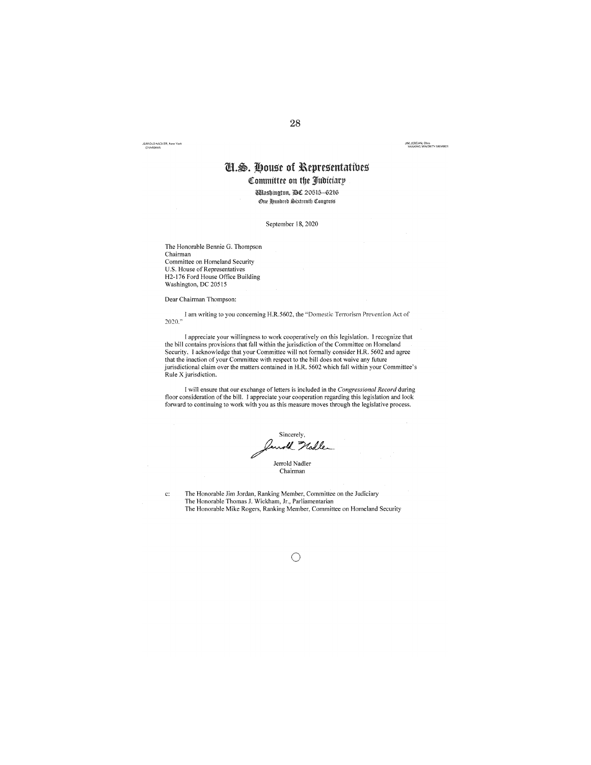JERROLD NADLER, New York
CHAIRMAN

JIM JORDAN, Ohio
RANKING MINORITY MEMBER

# U.S. House of Representatives

## Committee on the Judiciary

Washington, DC 20515–6216

One Hundred Sixteenth Congress

September 18, 2020

The Honorable Bennie G. Thompson
Chairman
Committee on Homeland Security
U.S. House of Representatives
H2-176 Ford House Office Building
Washington, DC 20515

Dear Chairman Thompson:

I am writing to you concerning H.R.5602, the "Domestic Terrorism Prevention Act of 2020."

I appreciate your willingness to work cooperatively on this legislation. I recognize that the bill contains provisions that fall within the jurisdiction of the Committee on Homeland Security. I acknowledge that your Committee will not formally consider H.R. 5602 and agree that the inaction of your Committee with respect to the bill does not waive any future jurisdictional claim over the matters contained in H.R. 5602 which fall within your Committee's Rule X jurisdiction.

I will ensure that our exchange of letters is included in the *Congressional Record* during floor consideration of the bill. I appreciate your cooperation regarding this legislation and look forward to continuing to work with you as this measure moves through the legislative process.

Sincerely,

Jerrold Nadler
Chairman

c: The Honorable Jim Jordan, Ranking Member, Committee on the Judiciary
The Honorable Thomas J. Wickham, Jr., Parliamentarian
The Honorable Mike Rogers, Ranking Member, Committee on Homeland Security